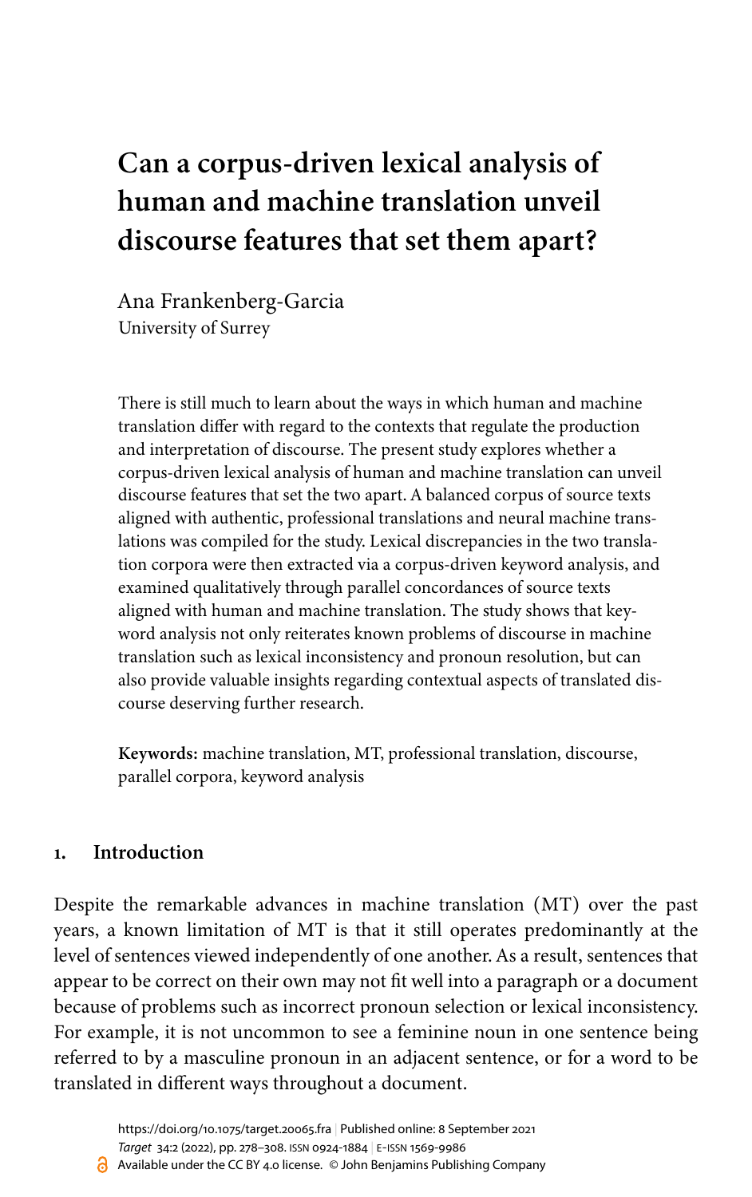# Can a corpus-driven lexical analysis of human and machine translation unveil discourse features that set them apart?

Ana Frankenberg-Garcia
University of Surrey

There is still much to learn about the ways in which human and machine translation differ with regard to the contexts that regulate the production and interpretation of discourse. The present study explores whether a corpus-driven lexical analysis of human and machine translation can unveil discourse features that set the two apart. A balanced corpus of source texts aligned with authentic, professional translations and neural machine translations was compiled for the study. Lexical discrepancies in the two translation corpora were then extracted via a corpus-driven keyword analysis, and examined qualitatively through parallel concordances of source texts aligned with human and machine translation. The study shows that keyword analysis not only reiterates known problems of discourse in machine translation such as lexical inconsistency and pronoun resolution, but can also provide valuable insights regarding contextual aspects of translated discourse deserving further research.

**Keywords:** machine translation, MT, professional translation, discourse, parallel corpora, keyword analysis

## 1. Introduction

Despite the remarkable advances in machine translation (MT) over the past years, a known limitation of MT is that it still operates predominantly at the level of sentences viewed independently of one another. As a result, sentences that appear to be correct on their own may not fit well into a paragraph or a document because of problems such as incorrect pronoun selection or lexical inconsistency. For example, it is not uncommon to see a feminine noun in one sentence being referred to by a masculine pronoun in an adjacent sentence, or for a word to be translated in different ways throughout a document.

https://doi.org/10.1075/target.20065.fra | Published online: 8 September 2021
Available under the CC BY 4.0 license. © John Benjamins Publishing Company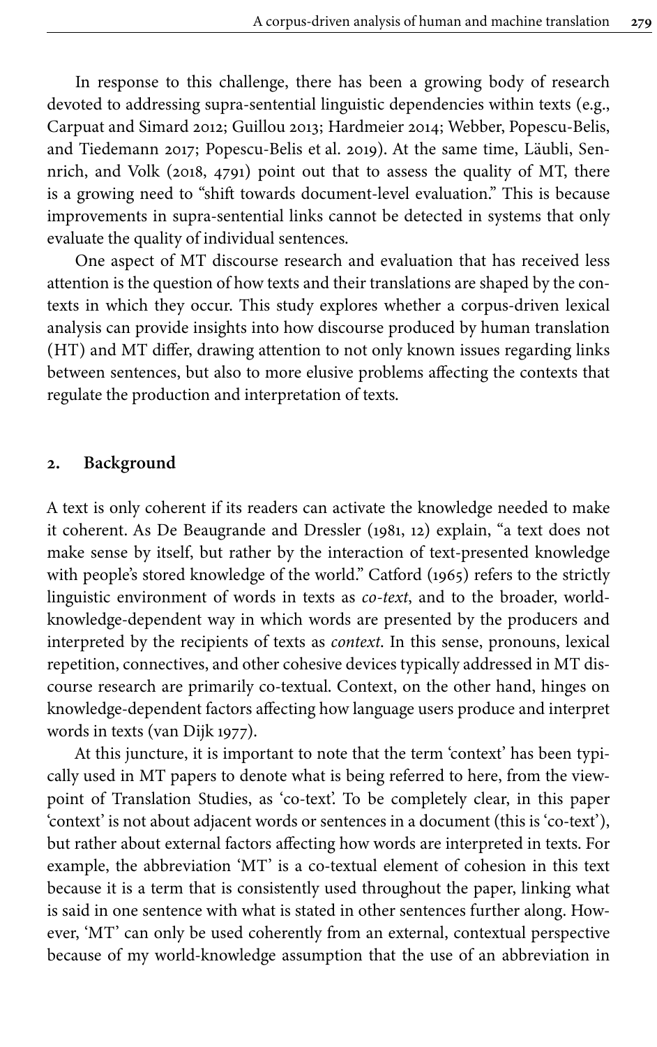In response to this challenge, there has been a growing body of research devoted to addressing supra-sentential linguistic dependencies within texts (e.g., Carpuat and Simard 2012; Guillou 2013; Hardmeier 2014; Webber, Popescu-Belis, and Tiedemann 2017; Popescu-Belis et al. 2019). At the same time, Läubli, Sennrich, and Volk (2018, 4791) point out that to assess the quality of MT, there is a growing need to "shift towards document-level evaluation." This is because improvements in supra-sentential links cannot be detected in systems that only evaluate the quality of individual sentences.

One aspect of MT discourse research and evaluation that has received less attention is the question of how texts and their translations are shaped by the contexts in which they occur. This study explores whether a corpus-driven lexical analysis can provide insights into how discourse produced by human translation (HT) and MT differ, drawing attention to not only known issues regarding links between sentences, but also to more elusive problems affecting the contexts that regulate the production and interpretation of texts.

## 2. Background

A text is only coherent if its readers can activate the knowledge needed to make it coherent. As De Beaugrande and Dressler (1981, 12) explain, "a text does not make sense by itself, but rather by the interaction of text-presented knowledge with people's stored knowledge of the world." Catford (1965) refers to the strictly linguistic environment of words in texts as *co-text*, and to the broader, world-knowledge-dependent way in which words are presented by the producers and interpreted by the recipients of texts as *context*. In this sense, pronouns, lexical repetition, connectives, and other cohesive devices typically addressed in MT discourse research are primarily co-textual. Context, on the other hand, hinges on knowledge-dependent factors affecting how language users produce and interpret words in texts (van Dijk 1977).

At this juncture, it is important to note that the term 'context' has been typically used in MT papers to denote what is being referred to here, from the viewpoint of Translation Studies, as 'co-text'. To be completely clear, in this paper 'context' is not about adjacent words or sentences in a document (this is 'co-text'), but rather about external factors affecting how words are interpreted in texts. For example, the abbreviation 'MT' is a co-textual element of cohesion in this text because it is a term that is consistently used throughout the paper, linking what is said in one sentence with what is stated in other sentences further along. However, 'MT' can only be used coherently from an external, contextual perspective because of my world-knowledge assumption that the use of an abbreviation in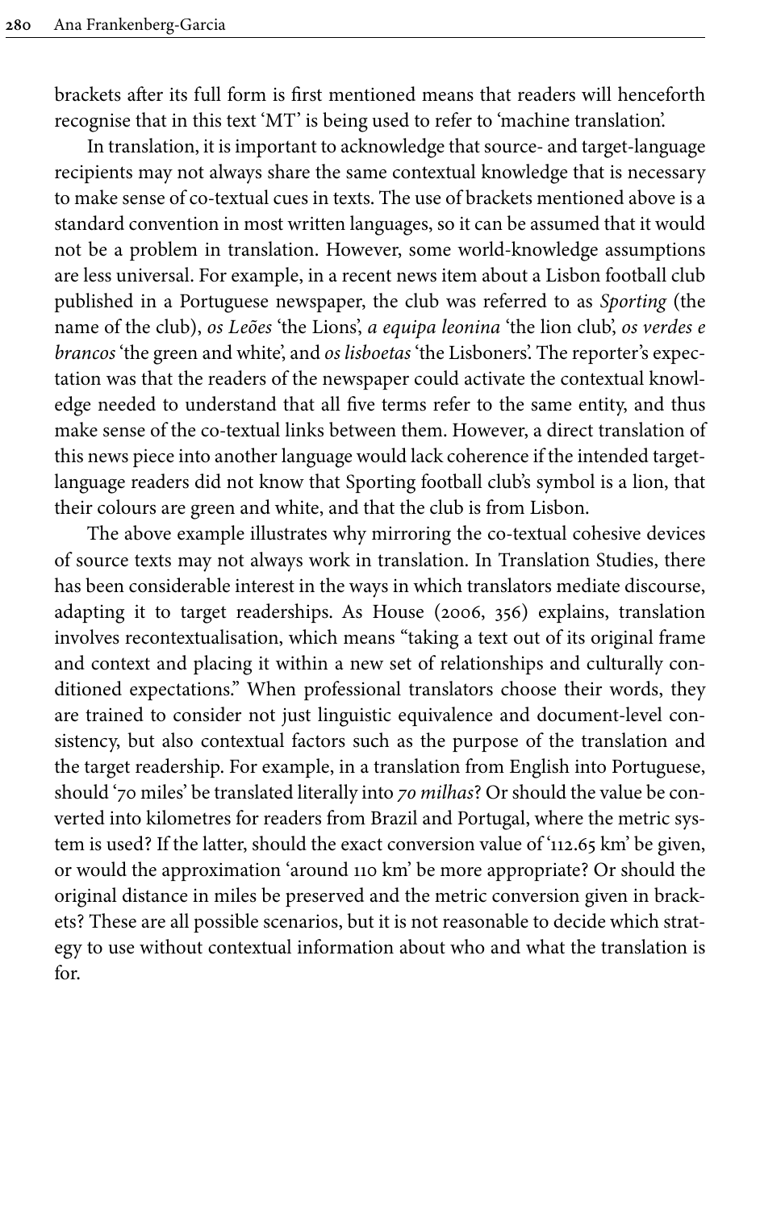brackets after its full form is first mentioned means that readers will henceforth recognise that in this text 'MT' is being used to refer to 'machine translation'.

In translation, it is important to acknowledge that source- and target-language recipients may not always share the same contextual knowledge that is necessary to make sense of co-textual cues in texts. The use of brackets mentioned above is a standard convention in most written languages, so it can be assumed that it would not be a problem in translation. However, some world-knowledge assumptions are less universal. For example, in a recent news item about a Lisbon football club published in a Portuguese newspaper, the club was referred to as *Sporting* (the name of the club), *os Leões* 'the Lions', *a equipa leonina* 'the lion club', *os verdes e brancos* 'the green and white', and *os lisboetas* 'the Lisboners'. The reporter's expectation was that the readers of the newspaper could activate the contextual knowledge needed to understand that all five terms refer to the same entity, and thus make sense of the co-textual links between them. However, a direct translation of this news piece into another language would lack coherence if the intended target-language readers did not know that Sporting football club's symbol is a lion, that their colours are green and white, and that the club is from Lisbon.

The above example illustrates why mirroring the co-textual cohesive devices of source texts may not always work in translation. In Translation Studies, there has been considerable interest in the ways in which translators mediate discourse, adapting it to target readerships. As House (2006, 356) explains, translation involves recontextualisation, which means "taking a text out of its original frame and context and placing it within a new set of relationships and culturally conditioned expectations." When professional translators choose their words, they are trained to consider not just linguistic equivalence and document-level consistency, but also contextual factors such as the purpose of the translation and the target readership. For example, in a translation from English into Portuguese, should '70 miles' be translated literally into *70 milhas*? Or should the value be converted into kilometres for readers from Brazil and Portugal, where the metric system is used? If the latter, should the exact conversion value of '112.65 km' be given, or would the approximation 'around 110 km' be more appropriate? Or should the original distance in miles be preserved and the metric conversion given in brackets? These are all possible scenarios, but it is not reasonable to decide which strategy to use without contextual information about who and what the translation is for.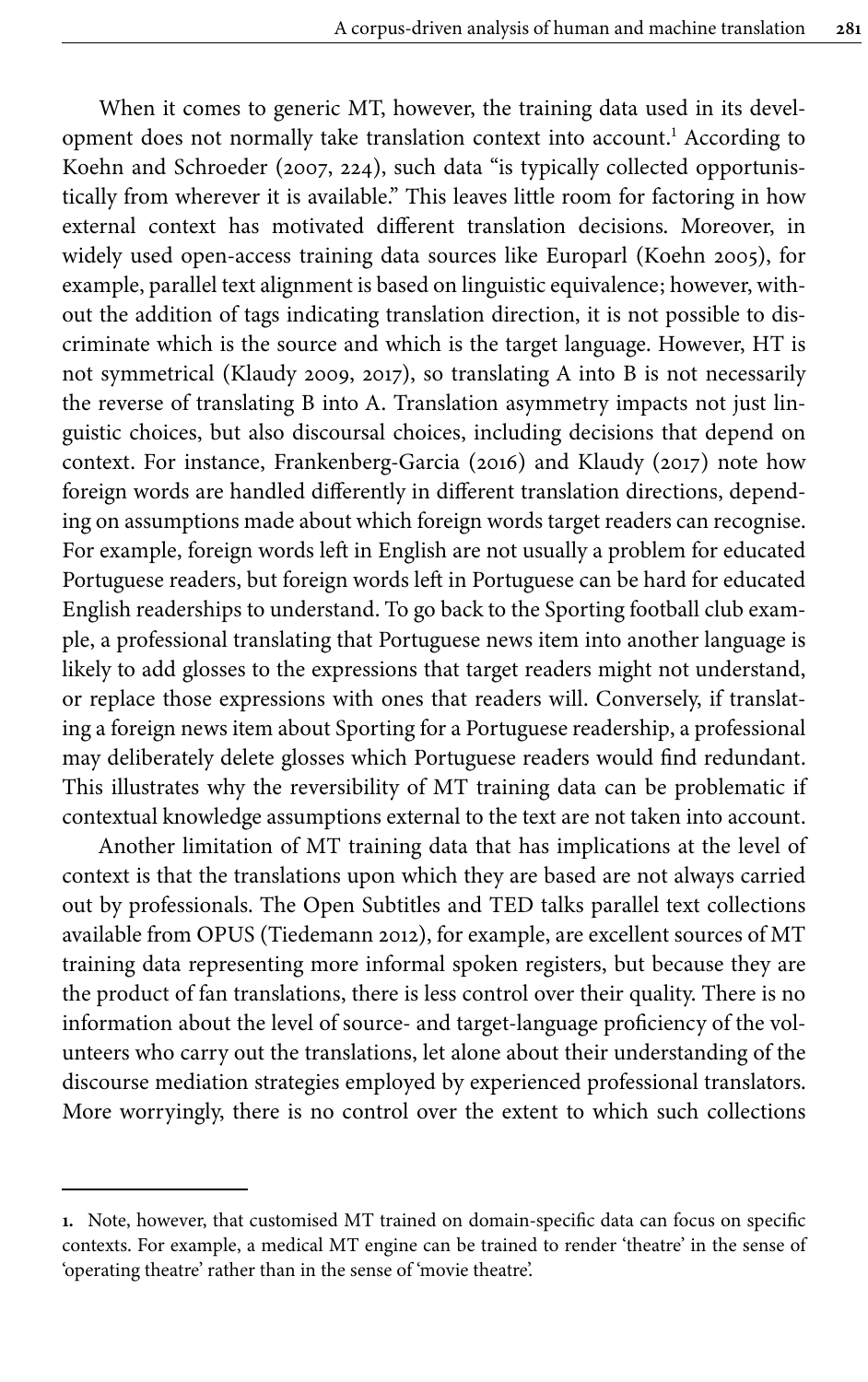When it comes to generic MT, however, the training data used in its development does not normally take translation context into account.[1] According to Koehn and Schroeder (2007, 224), such data "is typically collected opportunistically from wherever it is available." This leaves little room for factoring in how external context has motivated different translation decisions. Moreover, in widely used open-access training data sources like Europarl (Koehn 2005), for example, parallel text alignment is based on linguistic equivalence; however, without the addition of tags indicating translation direction, it is not possible to discriminate which is the source and which is the target language. However, HT is not symmetrical (Klaudy 2009, 2017), so translating A into B is not necessarily the reverse of translating B into A. Translation asymmetry impacts not just linguistic choices, but also discoursal choices, including decisions that depend on context. For instance, Frankenberg-Garcia (2016) and Klaudy (2017) note how foreign words are handled differently in different translation directions, depending on assumptions made about which foreign words target readers can recognise. For example, foreign words left in English are not usually a problem for educated Portuguese readers, but foreign words left in Portuguese can be hard for educated English readerships to understand. To go back to the Sporting football club example, a professional translating that Portuguese news item into another language is likely to add glosses to the expressions that target readers might not understand, or replace those expressions with ones that readers will. Conversely, if translating a foreign news item about Sporting for a Portuguese readership, a professional may deliberately delete glosses which Portuguese readers would find redundant. This illustrates why the reversibility of MT training data can be problematic if contextual knowledge assumptions external to the text are not taken into account.

Another limitation of MT training data that has implications at the level of context is that the translations upon which they are based are not always carried out by professionals. The Open Subtitles and TED talks parallel text collections available from OPUS (Tiedemann 2012), for example, are excellent sources of MT training data representing more informal spoken registers, but because they are the product of fan translations, there is less control over their quality. There is no information about the level of source- and target-language proficiency of the volunteers who carry out the translations, let alone about their understanding of the discourse mediation strategies employed by experienced professional translators. More worryingly, there is no control over the extent to which such collections

---

**1.** Note, however, that customised MT trained on domain-specific data can focus on specific contexts. For example, a medical MT engine can be trained to render 'theatre' in the sense of 'operating theatre' rather than in the sense of 'movie theatre'.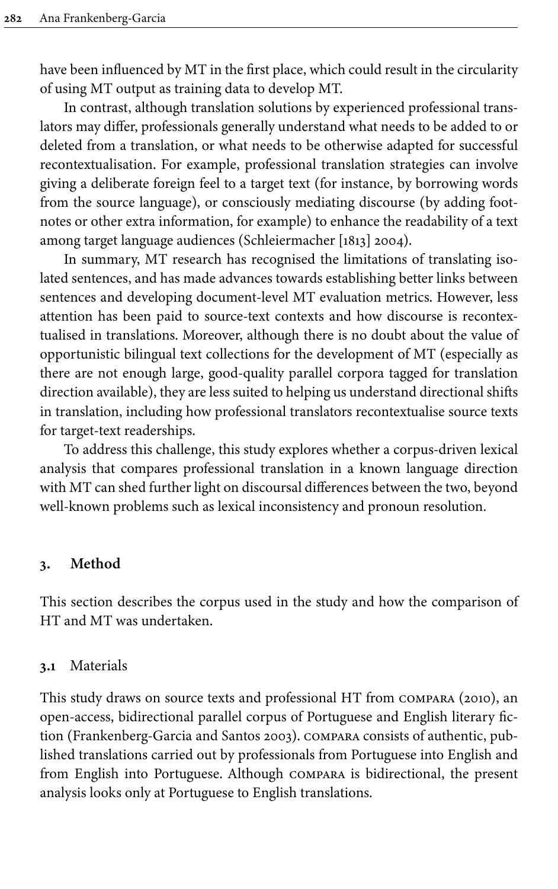have been influenced by MT in the first place, which could result in the circularity of using MT output as training data to develop MT.

In contrast, although translation solutions by experienced professional translators may differ, professionals generally understand what needs to be added to or deleted from a translation, or what needs to be otherwise adapted for successful recontextualisation. For example, professional translation strategies can involve giving a deliberate foreign feel to a target text (for instance, by borrowing words from the source language), or consciously mediating discourse (by adding footnotes or other extra information, for example) to enhance the readability of a text among target language audiences (Schleiermacher [1813] 2004).

In summary, MT research has recognised the limitations of translating isolated sentences, and has made advances towards establishing better links between sentences and developing document-level MT evaluation metrics. However, less attention has been paid to source-text contexts and how discourse is recontextualised in translations. Moreover, although there is no doubt about the value of opportunistic bilingual text collections for the development of MT (especially as there are not enough large, good-quality parallel corpora tagged for translation direction available), they are less suited to helping us understand directional shifts in translation, including how professional translators recontextualise source texts for target-text readerships.

To address this challenge, this study explores whether a corpus-driven lexical analysis that compares professional translation in a known language direction with MT can shed further light on discoursal differences between the two, beyond well-known problems such as lexical inconsistency and pronoun resolution.

## 3. Method

This section describes the corpus used in the study and how the comparison of HT and MT was undertaken.

### 3.1 Materials

This study draws on source texts and professional HT from COMPARA (2010), an open-access, bidirectional parallel corpus of Portuguese and English literary fiction (Frankenberg-Garcia and Santos 2003). COMPARA consists of authentic, published translations carried out by professionals from Portuguese into English and from English into Portuguese. Although COMPARA is bidirectional, the present analysis looks only at Portuguese to English translations.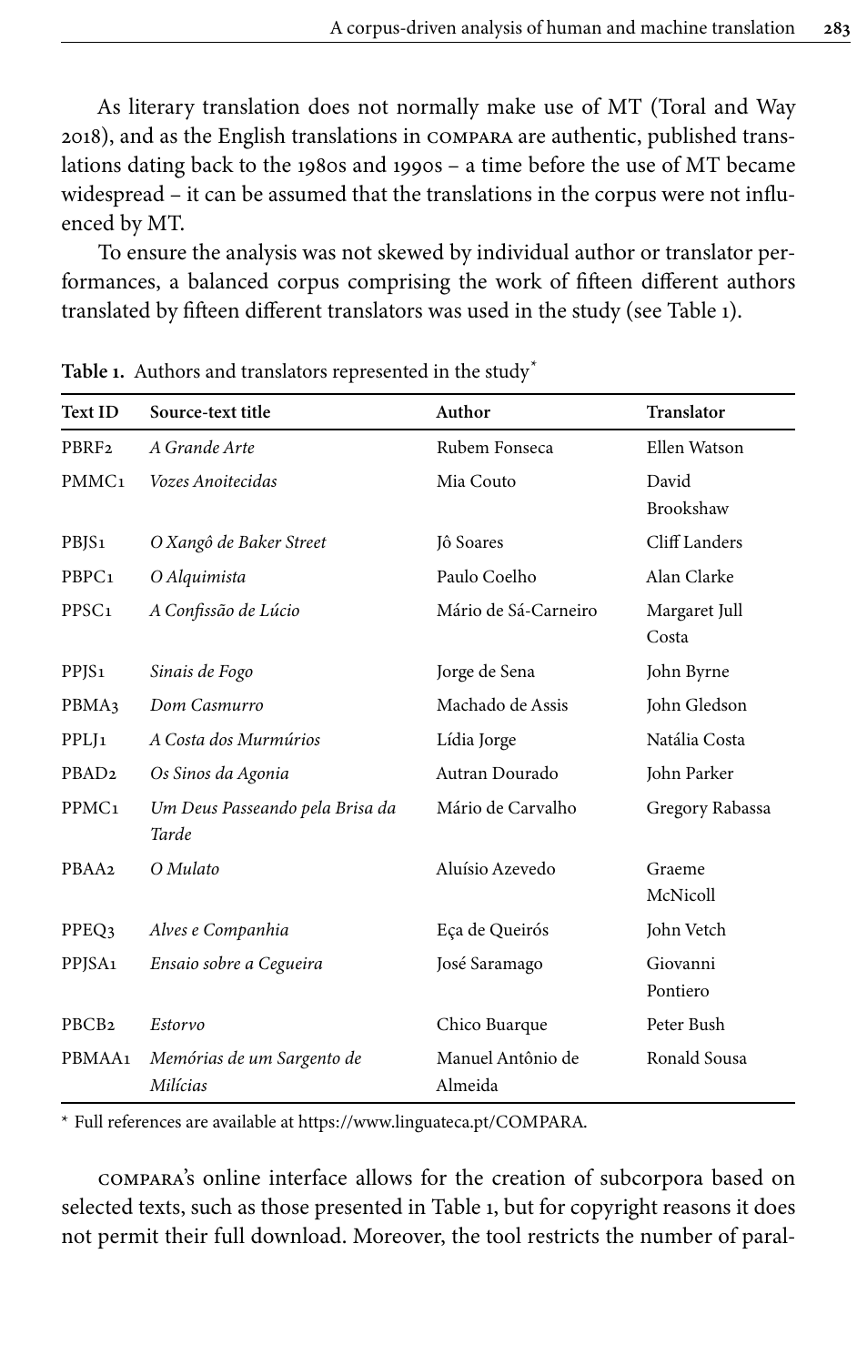As literary translation does not normally make use of MT (Toral and Way 2018), and as the English translations in COMPARA are authentic, published translations dating back to the 1980s and 1990s – a time before the use of MT became widespread – it can be assumed that the translations in the corpus were not influenced by MT.

To ensure the analysis was not skewed by individual author or translator performances, a balanced corpus comprising the work of fifteen different authors translated by fifteen different translators was used in the study (see Table 1).

**Table 1.** Authors and translators represented in the study*

| Text ID | Source-text title | Author | Translator |
|---|---|---|---|
| PBRF2 | *A Grande Arte* | Rubem Fonseca | Ellen Watson |
| PMMC1 | *Vozes Anoitecidas* | Mia Couto | David Brookshaw |
| PBJS1 | *O Xangô de Baker Street* | Jô Soares | Cliff Landers |
| PBPC1 | *O Alquimista* | Paulo Coelho | Alan Clarke |
| PPSC1 | *A Confissão de Lúcio* | Mário de Sá-Carneiro | Margaret Jull Costa |
| PPJS1 | *Sinais de Fogo* | Jorge de Sena | John Byrne |
| PBMA3 | *Dom Casmurro* | Machado de Assis | John Gledson |
| PPLJ1 | *A Costa dos Murmúrios* | Lídia Jorge | Natália Costa |
| PBAD2 | *Os Sinos da Agonia* | Autran Dourado | John Parker |
| PPMC1 | *Um Deus Passeando pela Brisa da Tarde* | Mário de Carvalho | Gregory Rabassa |
| PBAA2 | *O Mulato* | Aluísio Azevedo | Graeme McNicoll |
| PPEQ3 | *Alves e Companhia* | Eça de Queirós | John Vetch |
| PPJSA1 | *Ensaio sobre a Cegueira* | José Saramago | Giovanni Pontiero |
| PBCB2 | *Estorvo* | Chico Buarque | Peter Bush |
| PBMAA1 | *Memórias de um Sargento de Milícias* | Manuel Antônio de Almeida | Ronald Sousa |

\* Full references are available at https://www.linguateca.pt/COMPARA.

COMPARA's online interface allows for the creation of subcorpora based on selected texts, such as those presented in Table 1, but for copyright reasons it does not permit their full download. Moreover, the tool restricts the number of paral-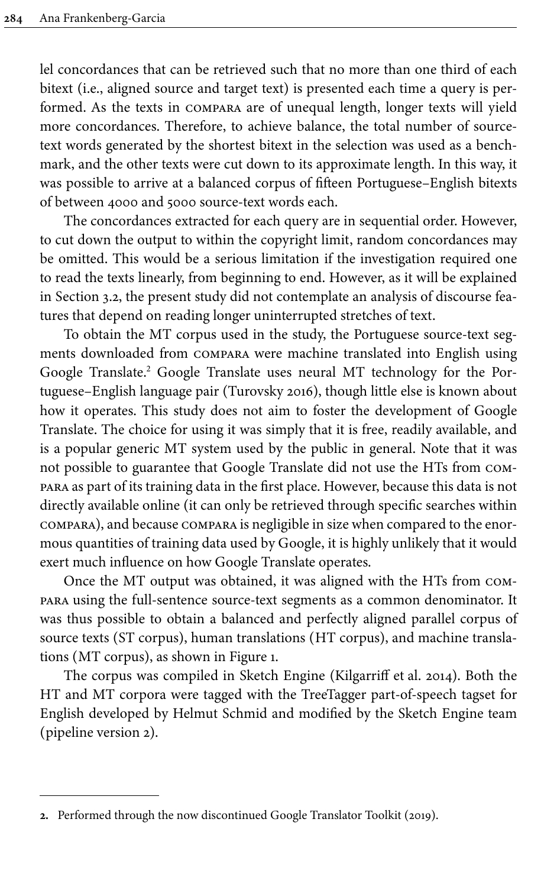lel concordances that can be retrieved such that no more than one third of each bitext (i.e., aligned source and target text) is presented each time a query is performed. As the texts in COMPARA are of unequal length, longer texts will yield more concordances. Therefore, to achieve balance, the total number of source-text words generated by the shortest bitext in the selection was used as a benchmark, and the other texts were cut down to its approximate length. In this way, it was possible to arrive at a balanced corpus of fifteen Portuguese–English bitexts of between 4000 and 5000 source-text words each.

The concordances extracted for each query are in sequential order. However, to cut down the output to within the copyright limit, random concordances may be omitted. This would be a serious limitation if the investigation required one to read the texts linearly, from beginning to end. However, as it will be explained in Section 3.2, the present study did not contemplate an analysis of discourse features that depend on reading longer uninterrupted stretches of text.

To obtain the MT corpus used in the study, the Portuguese source-text segments downloaded from COMPARA were machine translated into English using Google Translate.[2] Google Translate uses neural MT technology for the Portuguese–English language pair (Turovsky 2016), though little else is known about how it operates. This study does not aim to foster the development of Google Translate. The choice for using it was simply that it is free, readily available, and is a popular generic MT system used by the public in general. Note that it was not possible to guarantee that Google Translate did not use the HTs from COMPARA as part of its training data in the first place. However, because this data is not directly available online (it can only be retrieved through specific searches within COMPARA), and because COMPARA is negligible in size when compared to the enormous quantities of training data used by Google, it is highly unlikely that it would exert much influence on how Google Translate operates.

Once the MT output was obtained, it was aligned with the HTs from COMPARA using the full-sentence source-text segments as a common denominator. It was thus possible to obtain a balanced and perfectly aligned parallel corpus of source texts (ST corpus), human translations (HT corpus), and machine translations (MT corpus), as shown in Figure 1.

The corpus was compiled in Sketch Engine (Kilgarriff et al. 2014). Both the HT and MT corpora were tagged with the TreeTagger part-of-speech tagset for English developed by Helmut Schmid and modified by the Sketch Engine team (pipeline version 2).

---

2. Performed through the now discontinued Google Translator Toolkit (2019).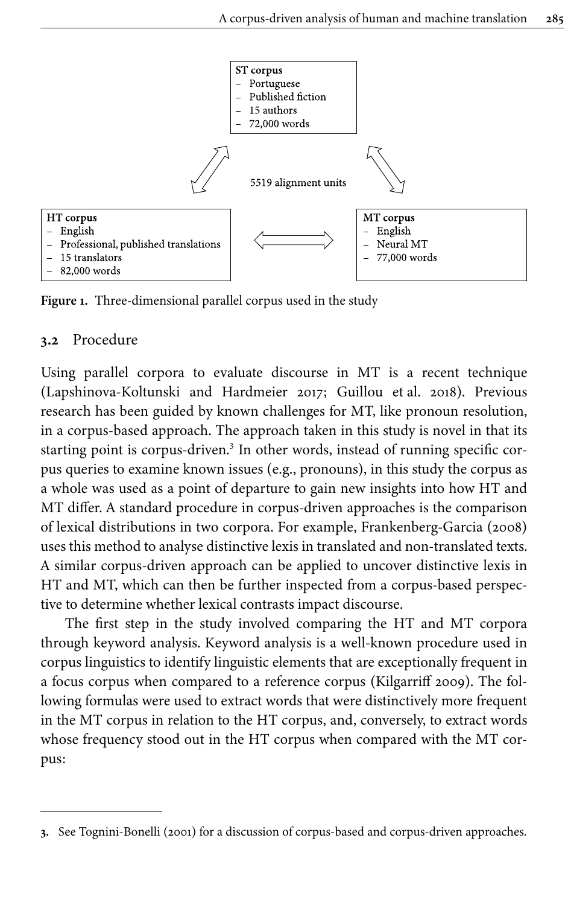**ST corpus**
- Portuguese
- Published fiction
- 15 authors
- 72,000 words

5519 alignment units

**HT corpus**
- English
- Professional, published translations
- 15 translators
- 82,000 words

**MT corpus**
- English
- Neural MT
- 77,000 words

**Figure 1.** Three-dimensional parallel corpus used in the study

### 3.2 Procedure

Using parallel corpora to evaluate discourse in MT is a recent technique (Lapshinova-Koltunski and Hardmeier 2017; Guillou et al. 2018). Previous research has been guided by known challenges for MT, like pronoun resolution, in a corpus-based approach. The approach taken in this study is novel in that its starting point is corpus-driven.[3] In other words, instead of running specific corpus queries to examine known issues (e.g., pronouns), in this study the corpus as a whole was used as a point of departure to gain new insights into how HT and MT differ. A standard procedure in corpus-driven approaches is the comparison of lexical distributions in two corpora. For example, Frankenberg-Garcia (2008) uses this method to analyse distinctive lexis in translated and non-translated texts. A similar corpus-driven approach can be applied to uncover distinctive lexis in HT and MT, which can then be further inspected from a corpus-based perspective to determine whether lexical contrasts impact discourse.

The first step in the study involved comparing the HT and MT corpora through keyword analysis. Keyword analysis is a well-known procedure used in corpus linguistics to identify linguistic elements that are exceptionally frequent in a focus corpus when compared to a reference corpus (Kilgarriff 2009). The following formulas were used to extract words that were distinctively more frequent in the MT corpus in relation to the HT corpus, and, conversely, to extract words whose frequency stood out in the HT corpus when compared with the MT corpus:

---

3. See Tognini-Bonelli (2001) for a discussion of corpus-based and corpus-driven approaches.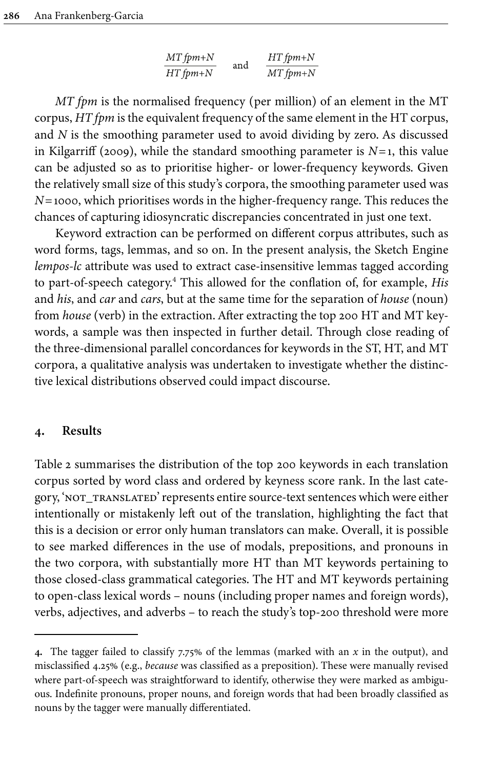$$\frac{MT\,fpm{+}N}{HT\,fpm{+}N} \quad \text{and} \quad \frac{HT\,fpm{+}N}{MT\,fpm{+}N}$$

*MT fpm* is the normalised frequency (per million) of an element in the MT corpus, *HT fpm* is the equivalent frequency of the same element in the HT corpus, and $N$ is the smoothing parameter used to avoid dividing by zero. As discussed in Kilgarriff (2009), while the standard smoothing parameter is $N=1$, this value can be adjusted so as to prioritise higher- or lower-frequency keywords. Given the relatively small size of this study's corpora, the smoothing parameter used was $N=1000$, which prioritises words in the higher-frequency range. This reduces the chances of capturing idiosyncratic discrepancies concentrated in just one text.

Keyword extraction can be performed on different corpus attributes, such as word forms, tags, lemmas, and so on. In the present analysis, the Sketch Engine *lempos-lc* attribute was used to extract case-insensitive lemmas tagged according to part-of-speech category.[4] This allowed for the conflation of, for example, *His* and *his*, and *car* and *cars*, but at the same time for the separation of *house* (noun) from *house* (verb) in the extraction. After extracting the top 200 HT and MT keywords, a sample was then inspected in further detail. Through close reading of the three-dimensional parallel concordances for keywords in the ST, HT, and MT corpora, a qualitative analysis was undertaken to investigate whether the distinctive lexical distributions observed could impact discourse.

## 4. Results

Table 2 summarises the distribution of the top 200 keywords in each translation corpus sorted by word class and ordered by keyness score rank. In the last category, 'NOT_TRANSLATED' represents entire source-text sentences which were either intentionally or mistakenly left out of the translation, highlighting the fact that this is a decision or error only human translators can make. Overall, it is possible to see marked differences in the use of modals, prepositions, and pronouns in the two corpora, with substantially more HT than MT keywords pertaining to those closed-class grammatical categories. The HT and MT keywords pertaining to open-class lexical words – nouns (including proper names and foreign words), verbs, adjectives, and adverbs – to reach the study's top-200 threshold were more

---

4. The tagger failed to classify 7.75% of the lemmas (marked with an *x* in the output), and misclassified 4.25% (e.g., *because* was classified as a preposition). These were manually revised where part-of-speech was straightforward to identify, otherwise they were marked as ambiguous. Indefinite pronouns, proper nouns, and foreign words that had been broadly classified as nouns by the tagger were manually differentiated.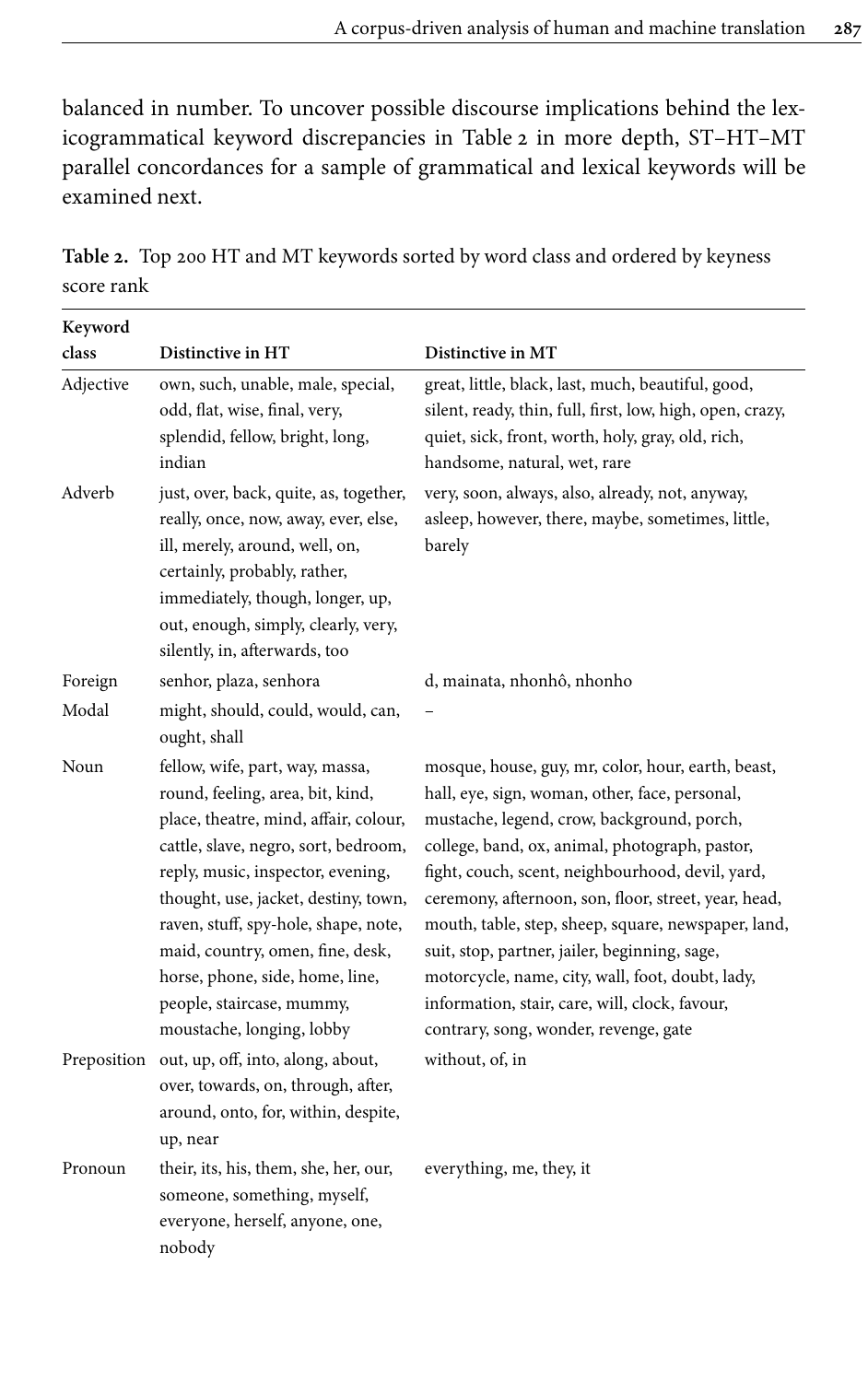balanced in number. To uncover possible discourse implications behind the lexicogrammatical keyword discrepancies in Table 2 in more depth, ST–HT–MT parallel concordances for a sample of grammatical and lexical keywords will be examined next.

**Table 2.** Top 200 HT and MT keywords sorted by word class and ordered by keyness score rank

| Keyword class | Distinctive in HT | Distinctive in MT |
|---|---|---|
| Adjective | own, such, unable, male, special, odd, flat, wise, final, very, splendid, fellow, bright, long, indian | great, little, black, last, much, beautiful, good, silent, ready, thin, full, first, low, high, open, crazy, quiet, sick, front, worth, holy, gray, old, rich, handsome, natural, wet, rare |
| Adverb | just, over, back, quite, as, together, really, once, now, away, ever, else, ill, merely, around, well, on, certainly, probably, rather, immediately, though, longer, up, out, enough, simply, clearly, very, silently, in, afterwards, too | very, soon, always, also, already, not, anyway, asleep, however, there, maybe, sometimes, little, barely |
| Foreign | senhor, plaza, senhora | d, mainata, nhonhô, nhonho |
| Modal | might, should, could, would, can, ought, shall | – |
| Noun | fellow, wife, part, way, massa, round, feeling, area, bit, kind, place, theatre, mind, affair, colour, cattle, slave, negro, sort, bedroom, reply, music, inspector, evening, thought, use, jacket, destiny, town, raven, stuff, spy-hole, shape, note, maid, country, omen, fine, desk, horse, phone, side, home, line, people, staircase, mummy, moustache, longing, lobby | mosque, house, guy, mr, color, hour, earth, beast, hall, eye, sign, woman, other, face, personal, mustache, legend, crow, background, porch, college, band, ox, animal, photograph, pastor, fight, couch, scent, neighbourhood, devil, yard, ceremony, afternoon, son, floor, street, year, head, mouth, table, step, sheep, square, newspaper, land, suit, stop, partner, jailer, beginning, sage, motorcycle, name, city, wall, foot, doubt, lady, information, stair, care, will, clock, favour, contrary, song, wonder, revenge, gate |
| Preposition | out, up, off, into, along, about, over, towards, on, through, after, around, onto, for, within, despite, up, near | without, of, in |
| Pronoun | their, its, his, them, she, her, our, someone, something, myself, everyone, herself, anyone, one, nobody | everything, me, they, it |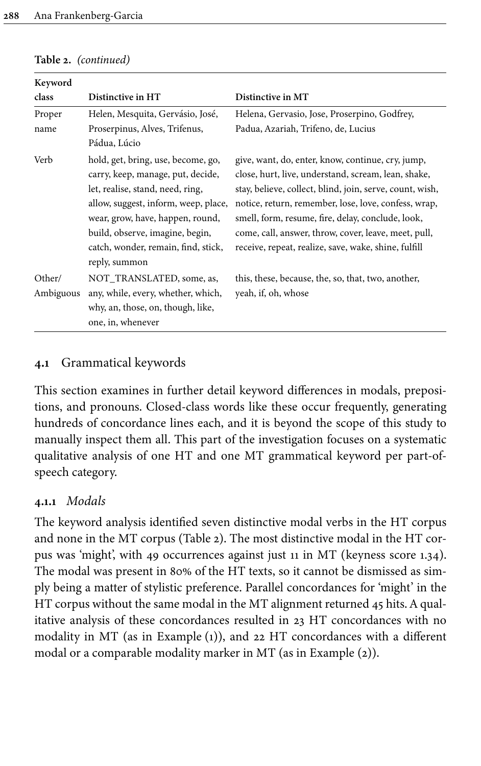**Table 2.** *(continued)*

| Keyword class | Distinctive in HT | Distinctive in MT |
|---|---|---|
| Proper name | Helen, Mesquita, Gervásio, José, Proserpinus, Alves, Trifenus, Pádua, Lúcio | Helena, Gervasio, Jose, Proserpino, Godfrey, Padua, Azariah, Trifeno, de, Lucius |
| Verb | hold, get, bring, use, become, go, carry, keep, manage, put, decide, let, realise, stand, need, ring, allow, suggest, inform, weep, place, wear, grow, have, happen, round, build, observe, imagine, begin, catch, wonder, remain, find, stick, reply, summon | give, want, do, enter, know, continue, cry, jump, close, hurt, live, understand, scream, lean, shake, stay, believe, collect, blind, join, serve, count, wish, notice, return, remember, lose, love, confess, wrap, smell, form, resume, fire, delay, conclude, look, come, call, answer, throw, cover, leave, meet, pull, receive, repeat, realize, save, wake, shine, fulfill |
| Other/ Ambiguous | NOT_TRANSLATED, some, as, any, while, every, whether, which, why, an, those, on, though, like, one, in, whenever | this, these, because, the, so, that, two, another, yeah, if, oh, whose |

## 4.1 Grammatical keywords

This section examines in further detail keyword differences in modals, prepositions, and pronouns. Closed-class words like these occur frequently, generating hundreds of concordance lines each, and it is beyond the scope of this study to manually inspect them all. This part of the investigation focuses on a systematic qualitative analysis of one HT and one MT grammatical keyword per part-of-speech category.

### 4.1.1 *Modals*

The keyword analysis identified seven distinctive modal verbs in the HT corpus and none in the MT corpus (Table 2). The most distinctive modal in the HT corpus was 'might', with 49 occurrences against just 11 in MT (keyness score 1.34). The modal was present in 80% of the HT texts, so it cannot be dismissed as simply being a matter of stylistic preference. Parallel concordances for 'might' in the HT corpus without the same modal in the MT alignment returned 45 hits. A qualitative analysis of these concordances resulted in 23 HT concordances with no modality in MT (as in Example (1)), and 22 HT concordances with a different modal or a comparable modality marker in MT (as in Example (2)).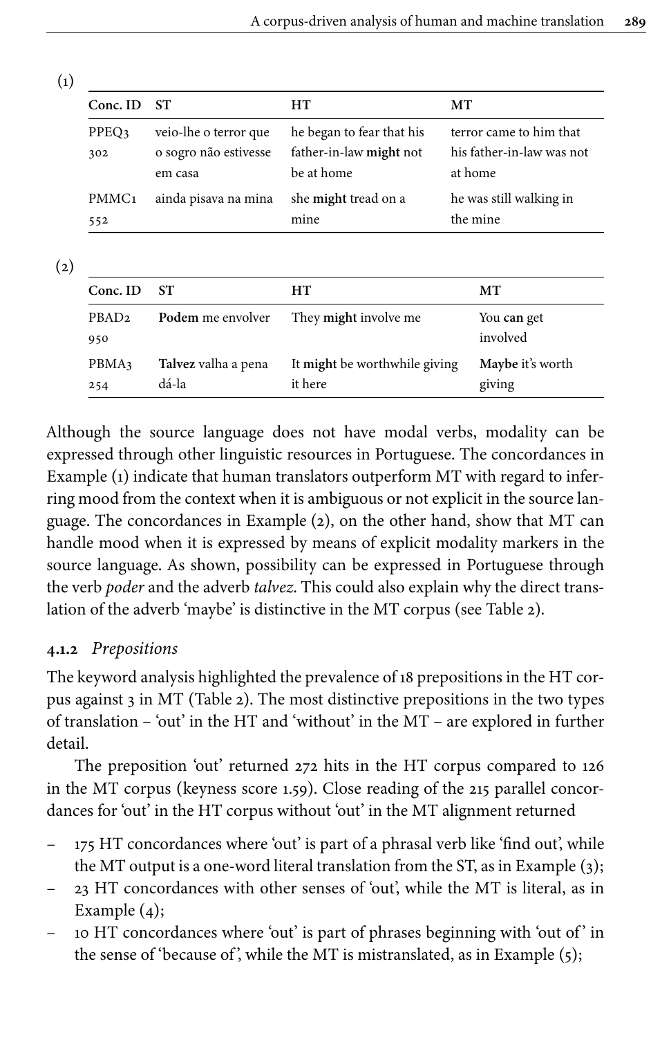(1)

| Conc. ID | ST | HT | MT |
|---|---|---|---|
| PPEQ3 302 | veio-lhe o terror que o sogro não estivesse em casa | he began to fear that his father-in-law **might** not be at home | terror came to him that his father-in-law was not at home |
| PMMC1 552 | ainda pisava na mina | she **might** tread on a mine | he was still walking in the mine |

(2)

| Conc. ID | ST | HT | MT |
|---|---|---|---|
| PBAD2 950 | **Podem** me envolver | They **might** involve me | You **can** get involved |
| PBMA3 254 | **Talvez** valha a pena dá-la | It **might** be worthwhile giving it here | **Maybe** it's worth giving |

Although the source language does not have modal verbs, modality can be expressed through other linguistic resources in Portuguese. The concordances in Example (1) indicate that human translators outperform MT with regard to inferring mood from the context when it is ambiguous or not explicit in the source language. The concordances in Example (2), on the other hand, show that MT can handle mood when it is expressed by means of explicit modality markers in the source language. As shown, possibility can be expressed in Portuguese through the verb *poder* and the adverb *talvez*. This could also explain why the direct translation of the adverb 'maybe' is distinctive in the MT corpus (see Table 2).

### 4.1.2 *Prepositions*

The keyword analysis highlighted the prevalence of 18 prepositions in the HT corpus against 3 in MT (Table 2). The most distinctive prepositions in the two types of translation – 'out' in the HT and 'without' in the MT – are explored in further detail.

The preposition 'out' returned 272 hits in the HT corpus compared to 126 in the MT corpus (keyness score 1.59). Close reading of the 215 parallel concordances for 'out' in the HT corpus without 'out' in the MT alignment returned

- 175 HT concordances where 'out' is part of a phrasal verb like 'find out', while the MT output is a one-word literal translation from the ST, as in Example (3);
- 23 HT concordances with other senses of 'out', while the MT is literal, as in Example (4);
- 10 HT concordances where 'out' is part of phrases beginning with 'out of' in the sense of 'because of', while the MT is mistranslated, as in Example (5);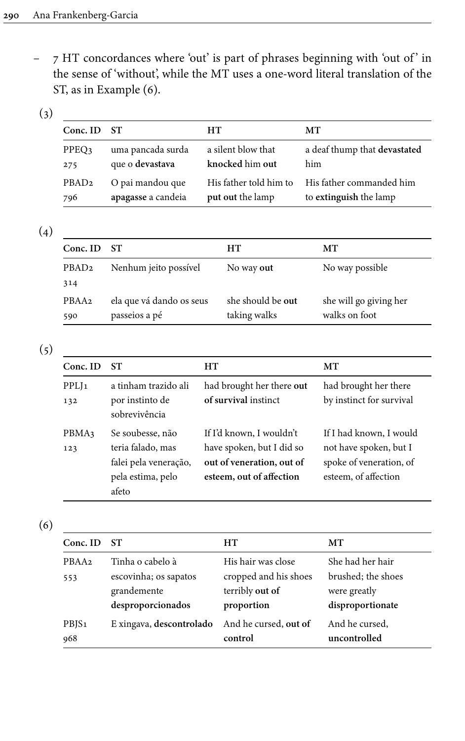- 7 HT concordances where 'out' is part of phrases beginning with 'out of' in the sense of 'without', while the MT uses a one-word literal translation of the ST, as in Example (6).

(3)

| Conc. ID | ST | HT | MT |
|---|---|---|---|
| PPEQ3 275 | uma pancada surda que o **devastava** | a silent blow that **knocked** him **out** | a deaf thump that **devastated** him |
| PBAD2 796 | O pai mandou que **apagasse** a candeia | His father told him to **put out** the lamp | His father commanded him to **extinguish** the lamp |

(4)

| Conc. ID | ST | HT | MT |
|---|---|---|---|
| PBAD2 314 | Nenhum jeito possível | No way **out** | No way possible |
| PBAA2 590 | ela que vá dando os seus passeios a pé | she should be **out** taking walks | she will go giving her walks on foot |

(5)

| Conc. ID | ST | HT | MT |
|---|---|---|---|
| PPLJ1 132 | a tinham trazido ali por instinto de sobrevivência | had brought her there **out of survival** instinct | had brought her there by instinct for survival |
| PBMA3 123 | Se soubesse, não teria falado, mas falei pela veneração, pela estima, pelo afeto | If I'd known, I wouldn't have spoken, but I did so **out of veneration, out of esteem, out of affection** | If I had known, I would not have spoken, but I spoke of veneration, of esteem, of affection |

(6)

| Conc. ID | ST | HT | MT |
|---|---|---|---|
| PBAA2 553 | Tinha o cabelo à escovinha; os sapatos grandemente **desproporcionados** | His hair was close cropped and his shoes terribly **out of proportion** | She had her hair brushed; the shoes were greatly **disproportionate** |
| PBJS1 968 | E xingava, **descontrolado** | And he cursed, **out of control** | And he cursed, **uncontrolled** |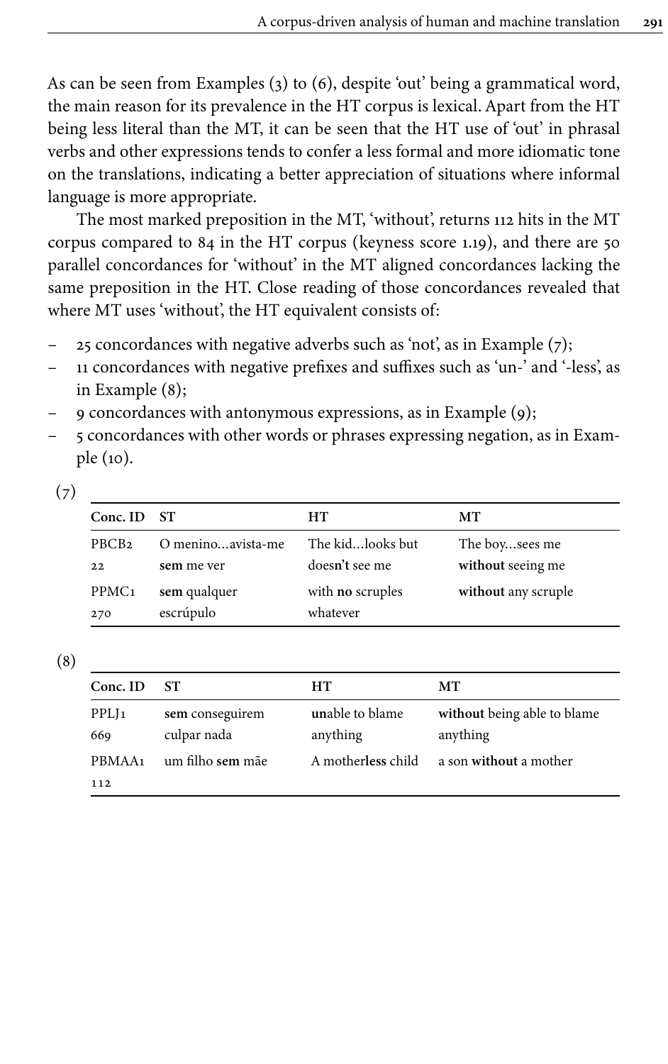As can be seen from Examples (3) to (6), despite 'out' being a grammatical word, the main reason for its prevalence in the HT corpus is lexical. Apart from the HT being less literal than the MT, it can be seen that the HT use of 'out' in phrasal verbs and other expressions tends to confer a less formal and more idiomatic tone on the translations, indicating a better appreciation of situations where informal language is more appropriate.

The most marked preposition in the MT, 'without', returns 112 hits in the MT corpus compared to 84 in the HT corpus (keyness score 1.19), and there are 50 parallel concordances for 'without' in the MT aligned concordances lacking the same preposition in the HT. Close reading of those concordances revealed that where MT uses 'without', the HT equivalent consists of:

- 25 concordances with negative adverbs such as 'not', as in Example (7);
- 11 concordances with negative prefixes and suffixes such as 'un-' and '-less', as in Example (8);
- 9 concordances with antonymous expressions, as in Example (9);
- 5 concordances with other words or phrases expressing negation, as in Example (10).

(7)

| Conc. ID | ST | HT | MT |
|---|---|---|---|
| PBCB2 22 | O menino…avista-me **sem** me ver | The kid…looks but does**n't** see me | The boy…sees me **without** seeing me |
| PPMC1 270 | **sem** qualquer escrúpulo | with **no** scruples whatever | **without** any scruple |

(8)

| Conc. ID | ST | HT | MT |
|---|---|---|---|
| PPLJ1 669 | **sem** conseguirem culpar nada | **un**able to blame anything | **without** being able to blame anything |
| PBMAA1 112 | um filho **sem** mãe | A mother**less** child | a son **without** a mother |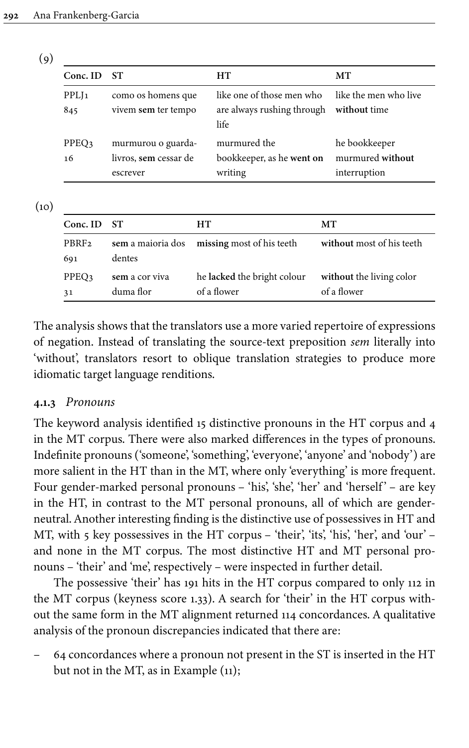(9)

| Conc. ID | ST | HT | MT |
|---|---|---|---|
| PPLJ1 845 | como os homens que vivem **sem** ter tempo | like one of those men who are always rushing through life | like the men who live **without** time |
| PPEQ3 16 | murmurou o guarda-livros, **sem** cessar de escrever | murmured the bookkeeper, as he **went on** writing | he bookkeeper murmured **without** interruption |

(10)

| Conc. ID | ST | HT | MT |
|---|---|---|---|
| PBRF2 691 | **sem** a maioria dos dentes | **missing** most of his teeth | **without** most of his teeth |
| PPEQ3 31 | **sem** a cor viva duma flor | he **lacked** the bright colour of a flower | **without** the living color of a flower |

The analysis shows that the translators use a more varied repertoire of expressions of negation. Instead of translating the source-text preposition *sem* literally into 'without', translators resort to oblique translation strategies to produce more idiomatic target language renditions.

#### 4.1.3 *Pronouns*

The keyword analysis identified 15 distinctive pronouns in the HT corpus and 4 in the MT corpus. There were also marked differences in the types of pronouns. Indefinite pronouns ('someone', 'something', 'everyone', 'anyone' and 'nobody') are more salient in the HT than in the MT, where only 'everything' is more frequent. Four gender-marked personal pronouns – 'his', 'she', 'her' and 'herself' – are key in the HT, in contrast to the MT personal pronouns, all of which are gender-neutral. Another interesting finding is the distinctive use of possessives in HT and MT, with 5 key possessives in the HT corpus – 'their', 'its', 'his', 'her', and 'our' – and none in the MT corpus. The most distinctive HT and MT personal pronouns – 'their' and 'me', respectively – were inspected in further detail.

The possessive 'their' has 191 hits in the HT corpus compared to only 112 in the MT corpus (keyness score 1.33). A search for 'their' in the HT corpus without the same form in the MT alignment returned 114 concordances. A qualitative analysis of the pronoun discrepancies indicated that there are:

– 64 concordances where a pronoun not present in the ST is inserted in the HT but not in the MT, as in Example (11);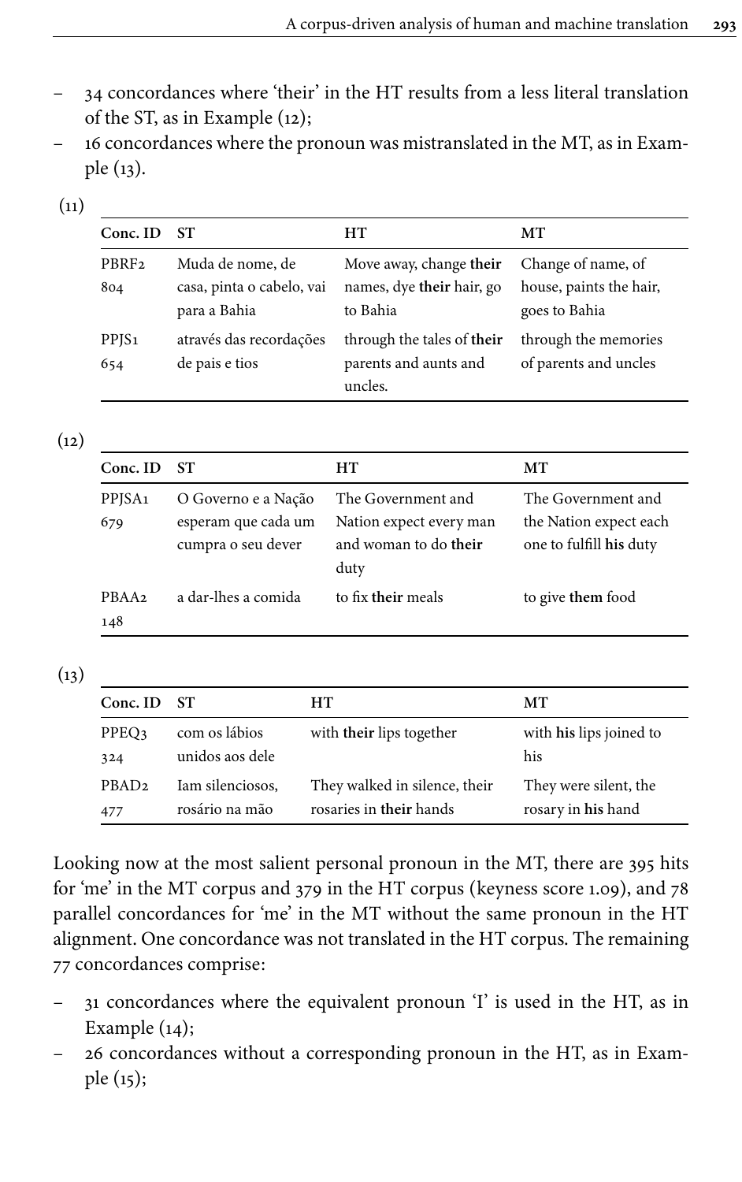- 34 concordances where 'their' in the HT results from a less literal translation of the ST, as in Example (12);
- 16 concordances where the pronoun was mistranslated in the MT, as in Example (13).

(11)

| Conc. ID | ST | HT | MT |
|---|---|---|---|
| PBRF2 804 | Muda de nome, de casa, pinta o cabelo, vai para a Bahia | Move away, change **their** names, dye **their** hair, go to Bahia | Change of name, of house, paints the hair, goes to Bahia |
| PPJS1 654 | através das recordações de pais e tios | through the tales of **their** parents and aunts and uncles. | through the memories of parents and uncles |

(12)

| Conc. ID | ST | HT | MT |
|---|---|---|---|
| PPJSA1 679 | O Governo e a Nação esperam que cada um cumpra o seu dever | The Government and Nation expect every man and woman to do **their** duty | The Government and the Nation expect each one to fulfill **his** duty |
| PBAA2 148 | a dar-lhes a comida | to fix **their** meals | to give **them** food |

(13)

| Conc. ID | ST | HT | MT |
|---|---|---|---|
| PPEQ3 324 | com os lábios unidos aos dele | with **their** lips together | with **his** lips joined to his |
| PBAD2 477 | Iam silenciosos, rosário na mão | They walked in silence, their rosaries in **their** hands | They were silent, the rosary in **his** hand |

Looking now at the most salient personal pronoun in the MT, there are 395 hits for 'me' in the MT corpus and 379 in the HT corpus (keyness score 1.09), and 78 parallel concordances for 'me' in the MT without the same pronoun in the HT alignment. One concordance was not translated in the HT corpus. The remaining 77 concordances comprise:

- 31 concordances where the equivalent pronoun 'I' is used in the HT, as in Example (14);
- 26 concordances without a corresponding pronoun in the HT, as in Example (15);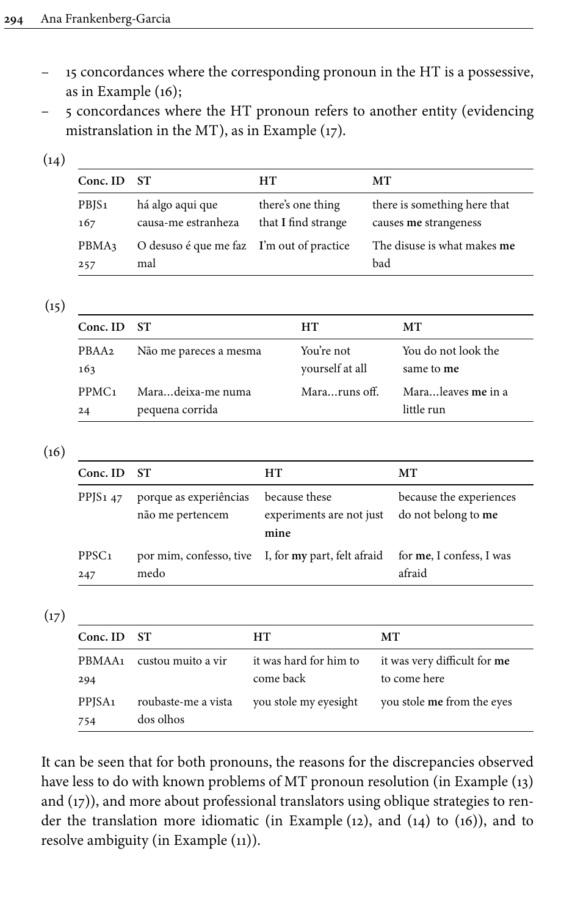- 15 concordances where the corresponding pronoun in the HT is a possessive, as in Example (16);
- 5 concordances where the HT pronoun refers to another entity (evidencing mistranslation in the MT), as in Example (17).

(14)

| Conc. ID | ST | HT | MT |
|---|---|---|---|
| PBJS1 167 | há algo aqui que causa-me estranheza | there's one thing that **I** find strange | there is something here that causes **me** strangeness |
| PBMA3 257 | O desuso é que me faz mal | **I**'m out of practice | The disuse is what makes **me** bad |

(15)

| Conc. ID | ST | HT | MT |
|---|---|---|---|
| PBAA2 163 | Não me pareces a mesma | You're not yourself at all | You do not look the same to **me** |
| PPMC1 24 | Mara...deixa-me numa pequena corrida | Mara...runs off. | Mara...leaves **me** in a little run |

(16)

| Conc. ID | ST | HT | MT |
|---|---|---|---|
| PPJS1 47 | porque as experiências não me pertencem | because these experiments are not just **mine** | because the experiences do not belong to **me** |
| PPSC1 247 | por mim, confesso, tive medo | I, for **my** part, felt afraid | for **me**, I confess, I was afraid |

(17)

| Conc. ID | ST | HT | MT |
|---|---|---|---|
| PBMAA1 294 | custou muito a vir | it was hard for him to come back | it was very difficult for **me** to come here |
| PPJSA1 754 | roubaste-me a vista dos olhos | you stole my eyesight | you stole **me** from the eyes |

It can be seen that for both pronouns, the reasons for the discrepancies observed have less to do with known problems of MT pronoun resolution (in Example (13) and (17)), and more about professional translators using oblique strategies to render the translation more idiomatic (in Example (12), and (14) to (16)), and to resolve ambiguity (in Example (11)).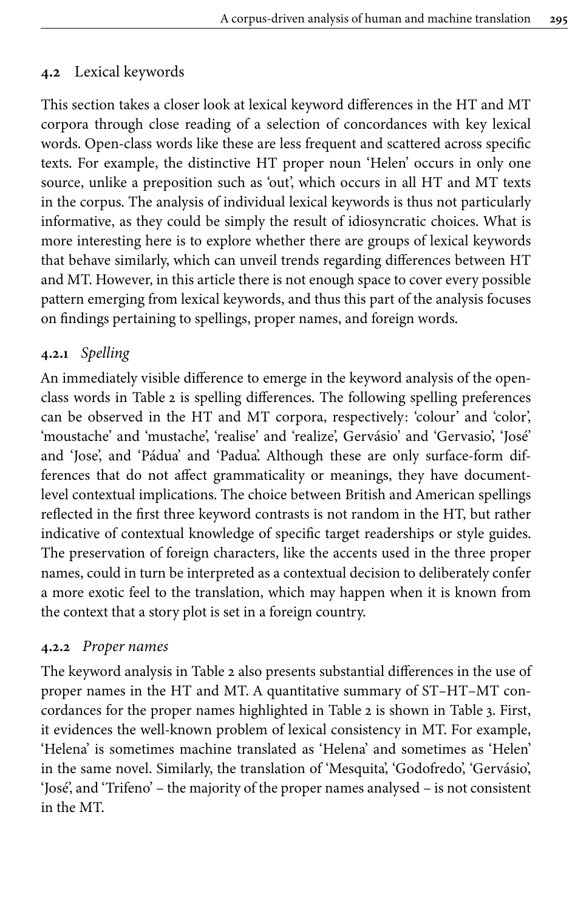### 4.2 Lexical keywords

This section takes a closer look at lexical keyword differences in the HT and MT corpora through close reading of a selection of concordances with key lexical words. Open-class words like these are less frequent and scattered across specific texts. For example, the distinctive HT proper noun 'Helen' occurs in only one source, unlike a preposition such as 'out', which occurs in all HT and MT texts in the corpus. The analysis of individual lexical keywords is thus not particularly informative, as they could be simply the result of idiosyncratic choices. What is more interesting here is to explore whether there are groups of lexical keywords that behave similarly, which can unveil trends regarding differences between HT and MT. However, in this article there is not enough space to cover every possible pattern emerging from lexical keywords, and thus this part of the analysis focuses on findings pertaining to spellings, proper names, and foreign words.

#### 4.2.1 *Spelling*

An immediately visible difference to emerge in the keyword analysis of the open-class words in Table 2 is spelling differences. The following spelling preferences can be observed in the HT and MT corpora, respectively: 'colour' and 'color', 'moustache' and 'mustache', 'realise' and 'realize', Gervásio' and 'Gervasio', 'José' and 'Jose', and 'Pádua' and 'Padua'. Although these are only surface-form differences that do not affect grammaticality or meanings, they have document-level contextual implications. The choice between British and American spellings reflected in the first three keyword contrasts is not random in the HT, but rather indicative of contextual knowledge of specific target readerships or style guides. The preservation of foreign characters, like the accents used in the three proper names, could in turn be interpreted as a contextual decision to deliberately confer a more exotic feel to the translation, which may happen when it is known from the context that a story plot is set in a foreign country.

#### 4.2.2 *Proper names*

The keyword analysis in Table 2 also presents substantial differences in the use of proper names in the HT and MT. A quantitative summary of ST–HT–MT concordances for the proper names highlighted in Table 2 is shown in Table 3. First, it evidences the well-known problem of lexical consistency in MT. For example, 'Helena' is sometimes machine translated as 'Helena' and sometimes as 'Helen' in the same novel. Similarly, the translation of 'Mesquita', 'Godofredo', 'Gervásio', 'José', and 'Trifeno' – the majority of the proper names analysed – is not consistent in the MT.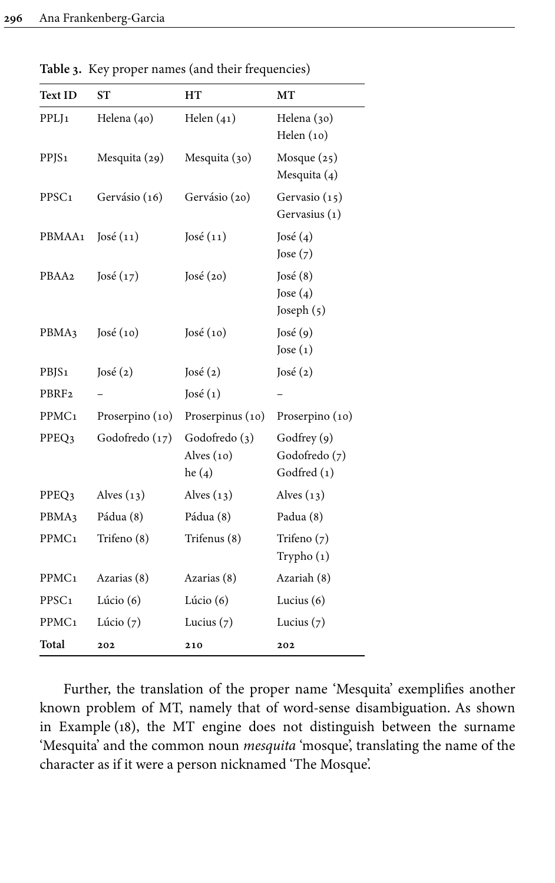**Table 3.** Key proper names (and their frequencies)

| Text ID | ST | HT | MT |
|---|---|---|---|
| PPLJ1 | Helena (40) | Helen (41) | Helena (30)<br>Helen (10) |
| PPJS1 | Mesquita (29) | Mesquita (30) | Mosque (25)<br>Mesquita (4) |
| PPSC1 | Gervásio (16) | Gervásio (20) | Gervasio (15)<br>Gervasius (1) |
| PBMAA1 | José (11) | José (11) | José (4)<br>Jose (7) |
| PBAA2 | José (17) | José (20) | José (8)<br>Jose (4)<br>Joseph (5) |
| PBMA3 | José (10) | José (10) | José (9)<br>Jose (1) |
| PBJS1 | José (2) | José (2) | José (2) |
| PBRF2 | – | José (1) | – |
| PPMC1 | Proserpino (10) | Proserpinus (10) | Proserpino (10) |
| PPEQ3 | Godofredo (17) | Godofredo (3)<br>Alves (10)<br>he (4) | Godfrey (9)<br>Godofredo (7)<br>Godfred (1) |
| PPEQ3 | Alves (13) | Alves (13) | Alves (13) |
| PBMA3 | Pádua (8) | Pádua (8) | Padua (8) |
| PPMC1 | Trifeno (8) | Trifenus (8) | Trifeno (7)<br>Trypho (1) |
| PPMC1 | Azarias (8) | Azarias (8) | Azariah (8) |
| PPSC1 | Lúcio (6) | Lúcio (6) | Lucius (6) |
| PPMC1 | Lúcio (7) | Lucius (7) | Lucius (7) |
| **Total** | 202 | 210 | 202 |

Further, the translation of the proper name 'Mesquita' exemplifies another known problem of MT, namely that of word-sense disambiguation. As shown in Example (18), the MT engine does not distinguish between the surname 'Mesquita' and the common noun *mesquita* 'mosque', translating the name of the character as if it were a person nicknamed 'The Mosque'.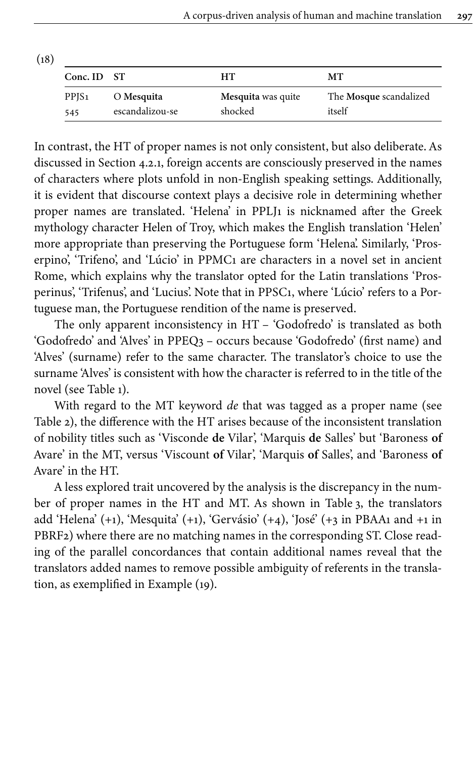(18)

| Conc. ID | ST | HT | MT |
|---|---|---|---|
| PPJS1 545 | O **Mesquita** escandalizou-se | **Mesquita** was quite shocked | The **Mosque** scandalized itself |

In contrast, the HT of proper names is not only consistent, but also deliberate. As discussed in Section 4.2.1, foreign accents are consciously preserved in the names of characters where plots unfold in non-English speaking settings. Additionally, it is evident that discourse context plays a decisive role in determining whether proper names are translated. 'Helena' in PPLJ1 is nicknamed after the Greek mythology character Helen of Troy, which makes the English translation 'Helen' more appropriate than preserving the Portuguese form 'Helena'. Similarly, 'Proserpino', 'Trifeno', and 'Lúcio' in PPMC1 are characters in a novel set in ancient Rome, which explains why the translator opted for the Latin translations 'Prosperinus', 'Trifenus', and 'Lucius'. Note that in PPSC1, where 'Lúcio' refers to a Portuguese man, the Portuguese rendition of the name is preserved.

The only apparent inconsistency in HT – 'Godofredo' is translated as both 'Godofredo' and 'Alves' in PPEQ3 – occurs because 'Godofredo' (first name) and 'Alves' (surname) refer to the same character. The translator's choice to use the surname 'Alves' is consistent with how the character is referred to in the title of the novel (see Table 1).

With regard to the MT keyword *de* that was tagged as a proper name (see Table 2), the difference with the HT arises because of the inconsistent translation of nobility titles such as 'Visconde **de** Vilar', 'Marquis **de** Salles' but 'Baroness **of** Avare' in the MT, versus 'Viscount **of** Vilar', 'Marquis **of** Salles', and 'Baroness **of** Avare' in the HT.

A less explored trait uncovered by the analysis is the discrepancy in the number of proper names in the HT and MT. As shown in Table 3, the translators add 'Helena' (+1), 'Mesquita' (+1), 'Gervásio' (+4), 'José' (+3 in PBAA1 and +1 in PBRF2) where there are no matching names in the corresponding ST. Close reading of the parallel concordances that contain additional names reveal that the translators added names to remove possible ambiguity of referents in the translation, as exemplified in Example (19).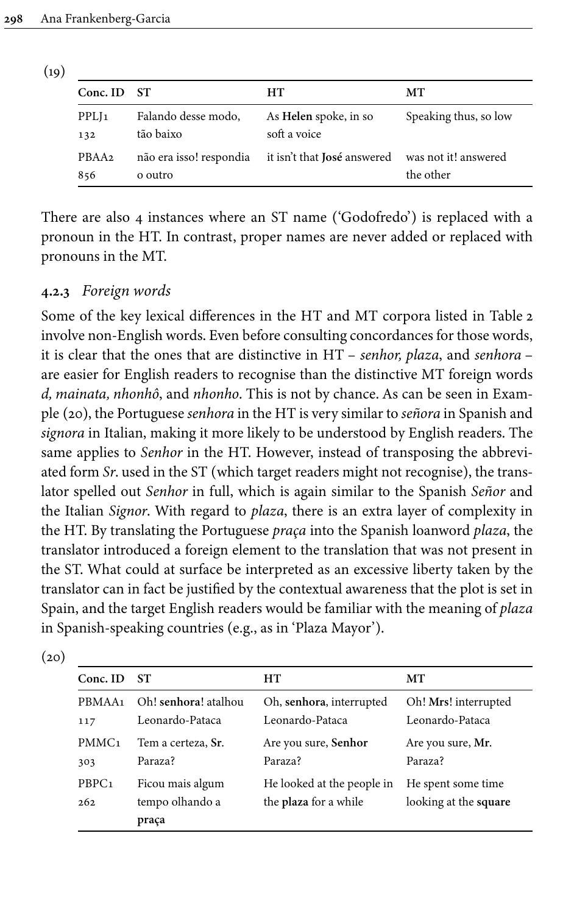(19)

| Conc. ID | ST | HT | MT |
|---|---|---|---|
| PPLJ1 132 | Falando desse modo, tão baixo | As **Helen** spoke, in so soft a voice | Speaking thus, so low |
| PBAA2 856 | não era isso! respondia o outro | it isn't that **José** answered | was not it! answered the other |

There are also 4 instances where an ST name ('Godofredo') is replaced with a pronoun in the HT. In contrast, proper names are never added or replaced with pronouns in the MT.

### 4.2.3 *Foreign words*

Some of the key lexical differences in the HT and MT corpora listed in Table 2 involve non-English words. Even before consulting concordances for those words, it is clear that the ones that are distinctive in HT – *senhor, plaza*, and *senhora* – are easier for English readers to recognise than the distinctive MT foreign words *d, mainata, nhonhô*, and *nhonho*. This is not by chance. As can be seen in Example (20), the Portuguese *senhora* in the HT is very similar to *señora* in Spanish and *signora* in Italian, making it more likely to be understood by English readers. The same applies to *Senhor* in the HT. However, instead of transposing the abbreviated form *Sr*. used in the ST (which target readers might not recognise), the translator spelled out *Senhor* in full, which is again similar to the Spanish *Señor* and the Italian *Signor*. With regard to *plaza*, there is an extra layer of complexity in the HT. By translating the Portuguese *praça* into the Spanish loanword *plaza*, the translator introduced a foreign element to the translation that was not present in the ST. What could at surface be interpreted as an excessive liberty taken by the translator can in fact be justified by the contextual awareness that the plot is set in Spain, and the target English readers would be familiar with the meaning of *plaza* in Spanish-speaking countries (e.g., as in 'Plaza Mayor').

(20)

| Conc. ID | ST | HT | MT |
|---|---|---|---|
| PBMAA1 117 | Oh! **senhora**! atalhou Leonardo-Pataca | Oh, **senhora**, interrupted Leonardo-Pataca | Oh! **Mrs**! interrupted Leonardo-Pataca |
| PMMC1 303 | Tem a certeza, **Sr**. Paraza? | Are you sure, **Senhor** Paraza? | Are you sure, **Mr**. Paraza? |
| PBPC1 262 | Ficou mais algum tempo olhando a **praça** | He looked at the people in the **plaza** for a while | He spent some time looking at the **square** |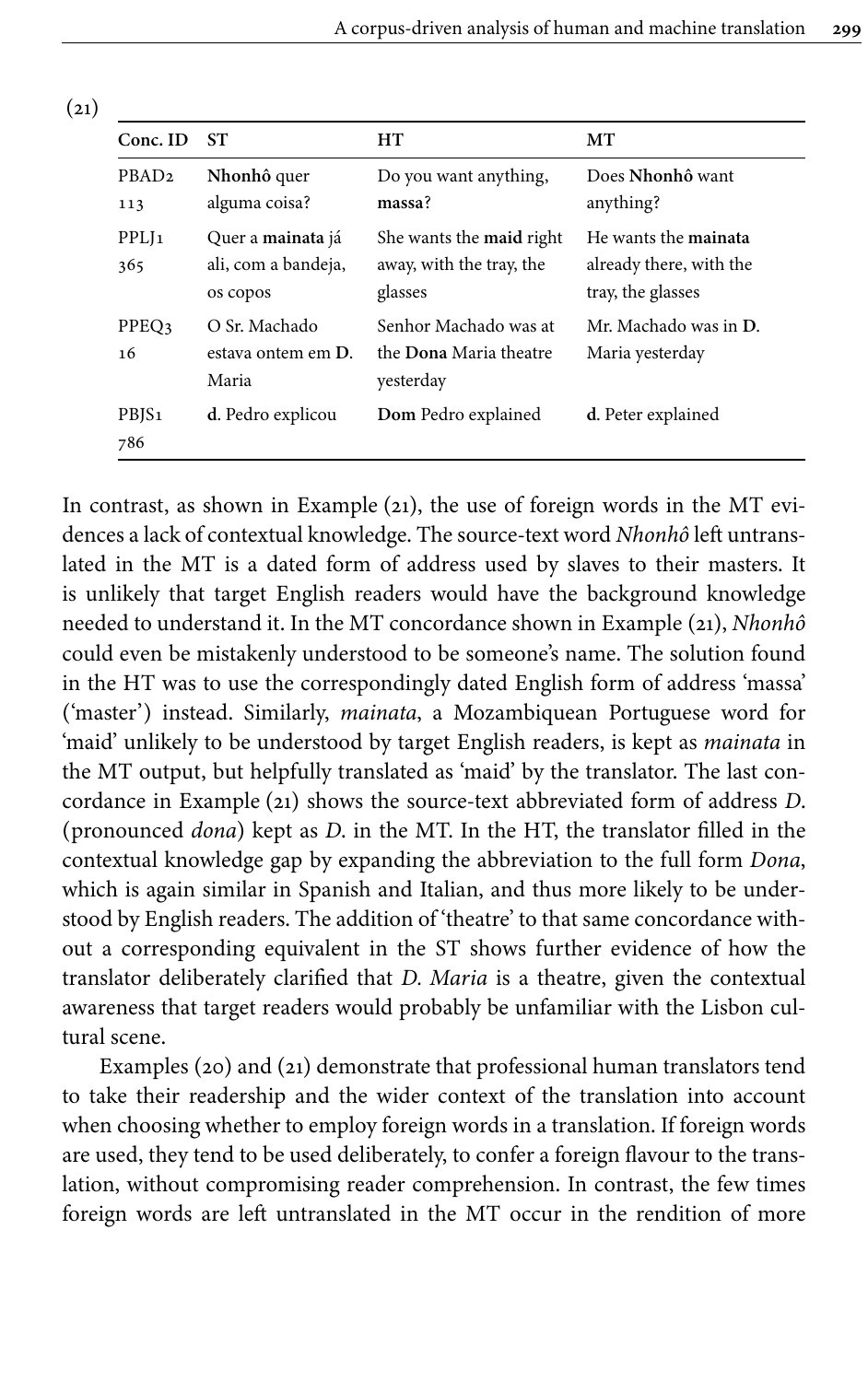(21)

| Conc. ID | ST | HT | MT |
|---|---|---|---|
| PBAD2 113 | **Nhonhô** quer alguma coisa? | Do you want anything, **massa**? | Does **Nhonhô** want anything? |
| PPLJ1 365 | Quer a **mainata** já ali, com a bandeja, os copos | She wants the **maid** right away, with the tray, the glasses | He wants the **mainata** already there, with the tray, the glasses |
| PPEQ3 16 | O Sr. Machado estava ontem em **D.** Maria | Senhor Machado was at the **Dona** Maria theatre yesterday | Mr. Machado was in **D.** Maria yesterday |
| PBJS1 786 | **d**. Pedro explicou | **Dom** Pedro explained | **d**. Peter explained |

In contrast, as shown in Example (21), the use of foreign words in the MT evidences a lack of contextual knowledge. The source-text word *Nhonhô* left untranslated in the MT is a dated form of address used by slaves to their masters. It is unlikely that target English readers would have the background knowledge needed to understand it. In the MT concordance shown in Example (21), *Nhonhô* could even be mistakenly understood to be someone's name. The solution found in the HT was to use the correspondingly dated English form of address 'massa' ('master') instead. Similarly, *mainata*, a Mozambiquean Portuguese word for 'maid' unlikely to be understood by target English readers, is kept as *mainata* in the MT output, but helpfully translated as 'maid' by the translator. The last concordance in Example (21) shows the source-text abbreviated form of address *D.* (pronounced *dona*) kept as *D.* in the MT. In the HT, the translator filled in the contextual knowledge gap by expanding the abbreviation to the full form *Dona*, which is again similar in Spanish and Italian, and thus more likely to be understood by English readers. The addition of 'theatre' to that same concordance without a corresponding equivalent in the ST shows further evidence of how the translator deliberately clarified that *D. Maria* is a theatre, given the contextual awareness that target readers would probably be unfamiliar with the Lisbon cultural scene.

Examples (20) and (21) demonstrate that professional human translators tend to take their readership and the wider context of the translation into account when choosing whether to employ foreign words in a translation. If foreign words are used, they tend to be used deliberately, to confer a foreign flavour to the translation, without compromising reader comprehension. In contrast, the few times foreign words are left untranslated in the MT occur in the rendition of more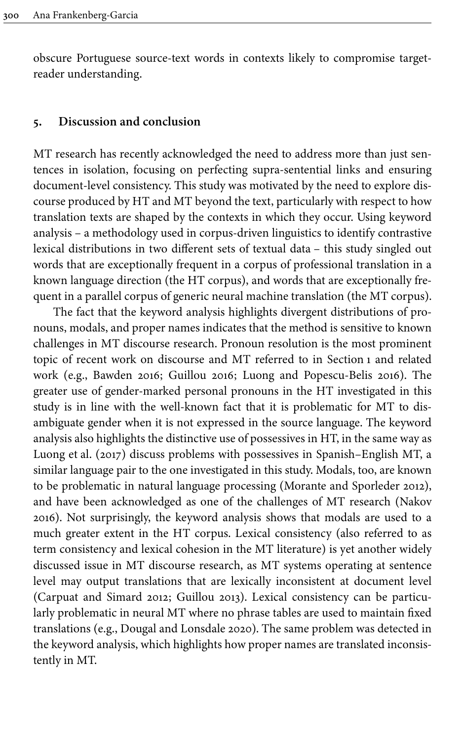obscure Portuguese source-text words in contexts likely to compromise target-reader understanding.

## 5. Discussion and conclusion

MT research has recently acknowledged the need to address more than just sentences in isolation, focusing on perfecting supra-sentential links and ensuring document-level consistency. This study was motivated by the need to explore discourse produced by HT and MT beyond the text, particularly with respect to how translation texts are shaped by the contexts in which they occur. Using keyword analysis – a methodology used in corpus-driven linguistics to identify contrastive lexical distributions in two different sets of textual data – this study singled out words that are exceptionally frequent in a corpus of professional translation in a known language direction (the HT corpus), and words that are exceptionally frequent in a parallel corpus of generic neural machine translation (the MT corpus).

The fact that the keyword analysis highlights divergent distributions of pronouns, modals, and proper names indicates that the method is sensitive to known challenges in MT discourse research. Pronoun resolution is the most prominent topic of recent work on discourse and MT referred to in Section 1 and related work (e.g., Bawden 2016; Guillou 2016; Luong and Popescu-Belis 2016). The greater use of gender-marked personal pronouns in the HT investigated in this study is in line with the well-known fact that it is problematic for MT to disambiguate gender when it is not expressed in the source language. The keyword analysis also highlights the distinctive use of possessives in HT, in the same way as Luong et al. (2017) discuss problems with possessives in Spanish–English MT, a similar language pair to the one investigated in this study. Modals, too, are known to be problematic in natural language processing (Morante and Sporleder 2012), and have been acknowledged as one of the challenges of MT research (Nakov 2016). Not surprisingly, the keyword analysis shows that modals are used to a much greater extent in the HT corpus. Lexical consistency (also referred to as term consistency and lexical cohesion in the MT literature) is yet another widely discussed issue in MT discourse research, as MT systems operating at sentence level may output translations that are lexically inconsistent at document level (Carpuat and Simard 2012; Guillou 2013). Lexical consistency can be particularly problematic in neural MT where no phrase tables are used to maintain fixed translations (e.g., Dougal and Lonsdale 2020). The same problem was detected in the keyword analysis, which highlights how proper names are translated inconsistently in MT.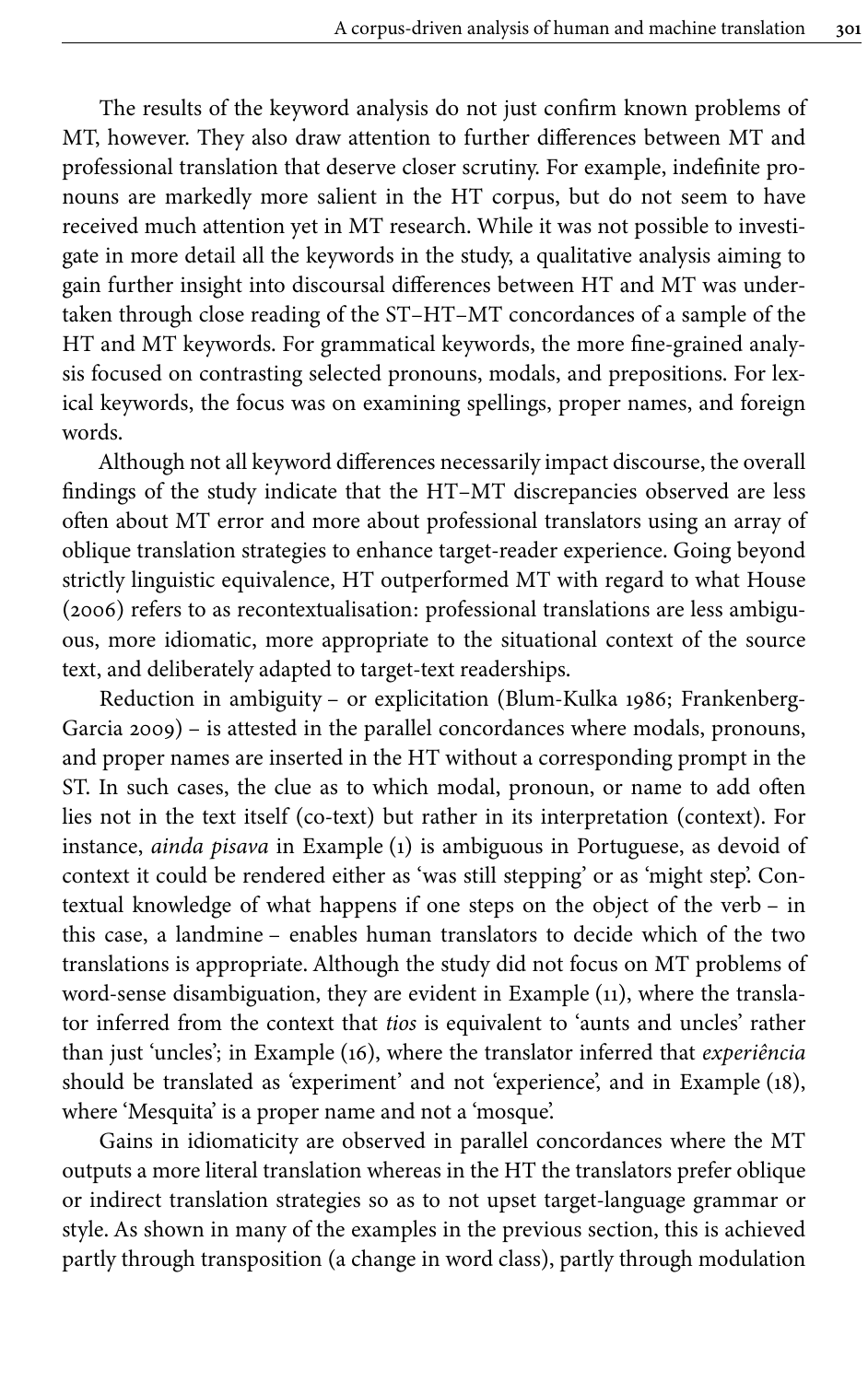The results of the keyword analysis do not just confirm known problems of MT, however. They also draw attention to further differences between MT and professional translation that deserve closer scrutiny. For example, indefinite pronouns are markedly more salient in the HT corpus, but do not seem to have received much attention yet in MT research. While it was not possible to investigate in more detail all the keywords in the study, a qualitative analysis aiming to gain further insight into discoursal differences between HT and MT was undertaken through close reading of the ST–HT–MT concordances of a sample of the HT and MT keywords. For grammatical keywords, the more fine-grained analysis focused on contrasting selected pronouns, modals, and prepositions. For lexical keywords, the focus was on examining spellings, proper names, and foreign words.

Although not all keyword differences necessarily impact discourse, the overall findings of the study indicate that the HT–MT discrepancies observed are less often about MT error and more about professional translators using an array of oblique translation strategies to enhance target-reader experience. Going beyond strictly linguistic equivalence, HT outperformed MT with regard to what House (2006) refers to as recontextualisation: professional translations are less ambiguous, more idiomatic, more appropriate to the situational context of the source text, and deliberately adapted to target-text readerships.

Reduction in ambiguity – or explicitation (Blum-Kulka 1986; Frankenberg-Garcia 2009) – is attested in the parallel concordances where modals, pronouns, and proper names are inserted in the HT without a corresponding prompt in the ST. In such cases, the clue as to which modal, pronoun, or name to add often lies not in the text itself (co-text) but rather in its interpretation (context). For instance, *ainda pisava* in Example (1) is ambiguous in Portuguese, as devoid of context it could be rendered either as 'was still stepping' or as 'might step'. Contextual knowledge of what happens if one steps on the object of the verb – in this case, a landmine – enables human translators to decide which of the two translations is appropriate. Although the study did not focus on MT problems of word-sense disambiguation, they are evident in Example (11), where the translator inferred from the context that *tios* is equivalent to 'aunts and uncles' rather than just 'uncles'; in Example (16), where the translator inferred that *experiência* should be translated as 'experiment' and not 'experience', and in Example (18), where 'Mesquita' is a proper name and not a 'mosque'.

Gains in idiomaticity are observed in parallel concordances where the MT outputs a more literal translation whereas in the HT the translators prefer oblique or indirect translation strategies so as to not upset target-language grammar or style. As shown in many of the examples in the previous section, this is achieved partly through transposition (a change in word class), partly through modulation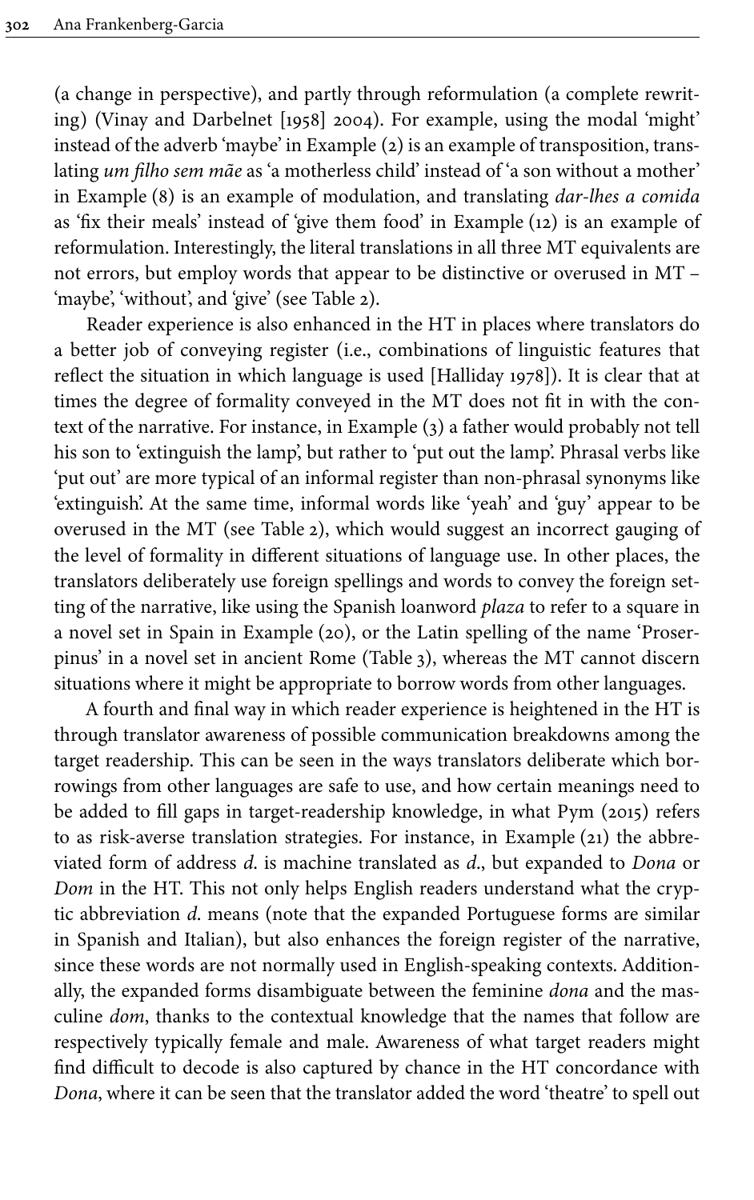(a change in perspective), and partly through reformulation (a complete rewriting) (Vinay and Darbelnet [1958] 2004). For example, using the modal 'might' instead of the adverb 'maybe' in Example (2) is an example of transposition, translating *um filho sem mãe* as 'a motherless child' instead of 'a son without a mother' in Example (8) is an example of modulation, and translating *dar-lhes a comida* as 'fix their meals' instead of 'give them food' in Example (12) is an example of reformulation. Interestingly, the literal translations in all three MT equivalents are not errors, but employ words that appear to be distinctive or overused in MT – 'maybe', 'without', and 'give' (see Table 2).

Reader experience is also enhanced in the HT in places where translators do a better job of conveying register (i.e., combinations of linguistic features that reflect the situation in which language is used [Halliday 1978]). It is clear that at times the degree of formality conveyed in the MT does not fit in with the context of the narrative. For instance, in Example (3) a father would probably not tell his son to 'extinguish the lamp', but rather to 'put out the lamp'. Phrasal verbs like 'put out' are more typical of an informal register than non-phrasal synonyms like 'extinguish'. At the same time, informal words like 'yeah' and 'guy' appear to be overused in the MT (see Table 2), which would suggest an incorrect gauging of the level of formality in different situations of language use. In other places, the translators deliberately use foreign spellings and words to convey the foreign setting of the narrative, like using the Spanish loanword *plaza* to refer to a square in a novel set in Spain in Example (20), or the Latin spelling of the name 'Proserpinus' in a novel set in ancient Rome (Table 3), whereas the MT cannot discern situations where it might be appropriate to borrow words from other languages.

A fourth and final way in which reader experience is heightened in the HT is through translator awareness of possible communication breakdowns among the target readership. This can be seen in the ways translators deliberate which borrowings from other languages are safe to use, and how certain meanings need to be added to fill gaps in target-readership knowledge, in what Pym (2015) refers to as risk-averse translation strategies. For instance, in Example (21) the abbreviated form of address *d.* is machine translated as *d.*, but expanded to *Dona* or *Dom* in the HT. This not only helps English readers understand what the cryptic abbreviation *d.* means (note that the expanded Portuguese forms are similar in Spanish and Italian), but also enhances the foreign register of the narrative, since these words are not normally used in English-speaking contexts. Additionally, the expanded forms disambiguate between the feminine *dona* and the masculine *dom*, thanks to the contextual knowledge that the names that follow are respectively typically female and male. Awareness of what target readers might find difficult to decode is also captured by chance in the HT concordance with *Dona*, where it can be seen that the translator added the word 'theatre' to spell out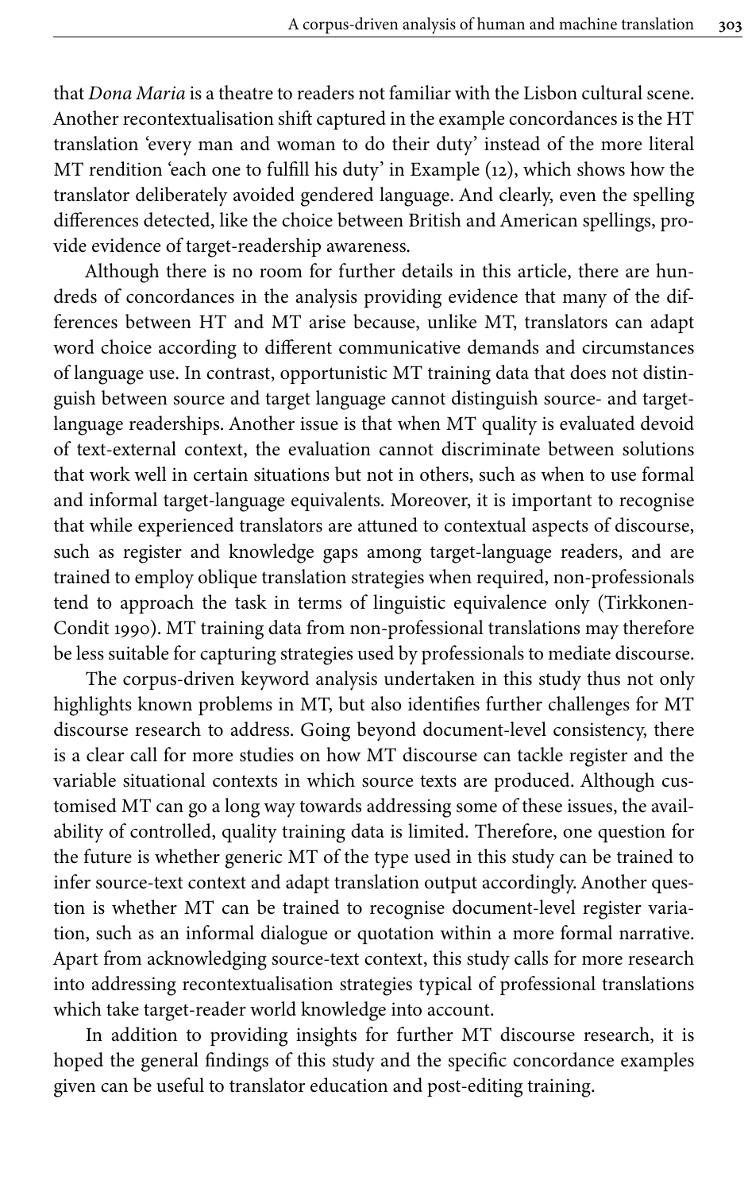that *Dona Maria* is a theatre to readers not familiar with the Lisbon cultural scene. Another recontextualisation shift captured in the example concordances is the HT translation 'every man and woman to do their duty' instead of the more literal MT rendition 'each one to fulfill his duty' in Example (12), which shows how the translator deliberately avoided gendered language. And clearly, even the spelling differences detected, like the choice between British and American spellings, provide evidence of target-readership awareness.

Although there is no room for further details in this article, there are hundreds of concordances in the analysis providing evidence that many of the differences between HT and MT arise because, unlike MT, translators can adapt word choice according to different communicative demands and circumstances of language use. In contrast, opportunistic MT training data that does not distinguish between source and target language cannot distinguish source- and target-language readerships. Another issue is that when MT quality is evaluated devoid of text-external context, the evaluation cannot discriminate between solutions that work well in certain situations but not in others, such as when to use formal and informal target-language equivalents. Moreover, it is important to recognise that while experienced translators are attuned to contextual aspects of discourse, such as register and knowledge gaps among target-language readers, and are trained to employ oblique translation strategies when required, non-professionals tend to approach the task in terms of linguistic equivalence only (Tirkkonen-Condit 1990). MT training data from non-professional translations may therefore be less suitable for capturing strategies used by professionals to mediate discourse.

The corpus-driven keyword analysis undertaken in this study thus not only highlights known problems in MT, but also identifies further challenges for MT discourse research to address. Going beyond document-level consistency, there is a clear call for more studies on how MT discourse can tackle register and the variable situational contexts in which source texts are produced. Although customised MT can go a long way towards addressing some of these issues, the availability of controlled, quality training data is limited. Therefore, one question for the future is whether generic MT of the type used in this study can be trained to infer source-text context and adapt translation output accordingly. Another question is whether MT can be trained to recognise document-level register variation, such as an informal dialogue or quotation within a more formal narrative. Apart from acknowledging source-text context, this study calls for more research into addressing recontextualisation strategies typical of professional translations which take target-reader world knowledge into account.

In addition to providing insights for further MT discourse research, it is hoped the general findings of this study and the specific concordance examples given can be useful to translator education and post-editing training.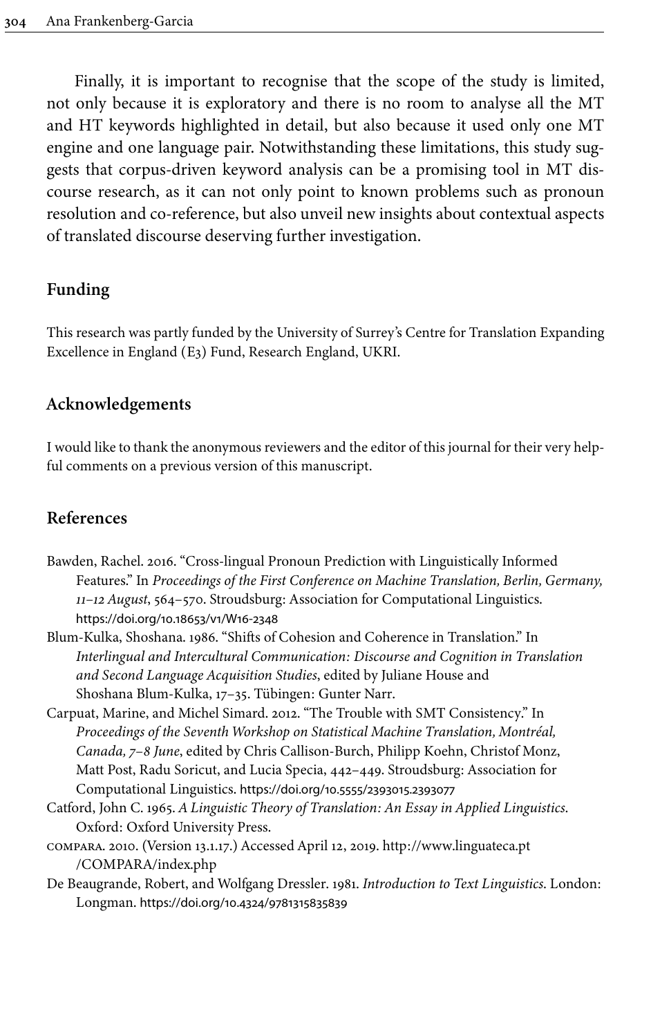Finally, it is important to recognise that the scope of the study is limited, not only because it is exploratory and there is no room to analyse all the MT and HT keywords highlighted in detail, but also because it used only one MT engine and one language pair. Notwithstanding these limitations, this study suggests that corpus-driven keyword analysis can be a promising tool in MT discourse research, as it can not only point to known problems such as pronoun resolution and co-reference, but also unveil new insights about contextual aspects of translated discourse deserving further investigation.

## Funding

This research was partly funded by the University of Surrey's Centre for Translation Expanding Excellence in England (E3) Fund, Research England, UKRI.

## Acknowledgements

I would like to thank the anonymous reviewers and the editor of this journal for their very helpful comments on a previous version of this manuscript.

## References

Bawden, Rachel. 2016. "Cross-lingual Pronoun Prediction with Linguistically Informed Features." In *Proceedings of the First Conference on Machine Translation, Berlin, Germany, 11–12 August*, 564–570. Stroudsburg: Association for Computational Linguistics. https://doi.org/10.18653/v1/W16-2348

Blum-Kulka, Shoshana. 1986. "Shifts of Cohesion and Coherence in Translation." In *Interlingual and Intercultural Communication: Discourse and Cognition in Translation and Second Language Acquisition Studies*, edited by Juliane House and Shoshana Blum-Kulka, 17–35. Tübingen: Gunter Narr.

Carpuat, Marine, and Michel Simard. 2012. "The Trouble with SMT Consistency." In *Proceedings of the Seventh Workshop on Statistical Machine Translation, Montréal, Canada, 7–8 June*, edited by Chris Callison-Burch, Philipp Koehn, Christof Monz, Matt Post, Radu Soricut, and Lucia Specia, 442–449. Stroudsburg: Association for Computational Linguistics. https://doi.org/10.5555/2393015.2393077

Catford, John C. 1965. *A Linguistic Theory of Translation: An Essay in Applied Linguistics*. Oxford: Oxford University Press.

COMPARA. 2010. (Version 13.1.17.) Accessed April 12, 2019. http://www.linguateca.pt/COMPARA/index.php

De Beaugrande, Robert, and Wolfgang Dressler. 1981. *Introduction to Text Linguistics*. London: Longman. https://doi.org/10.4324/9781315835839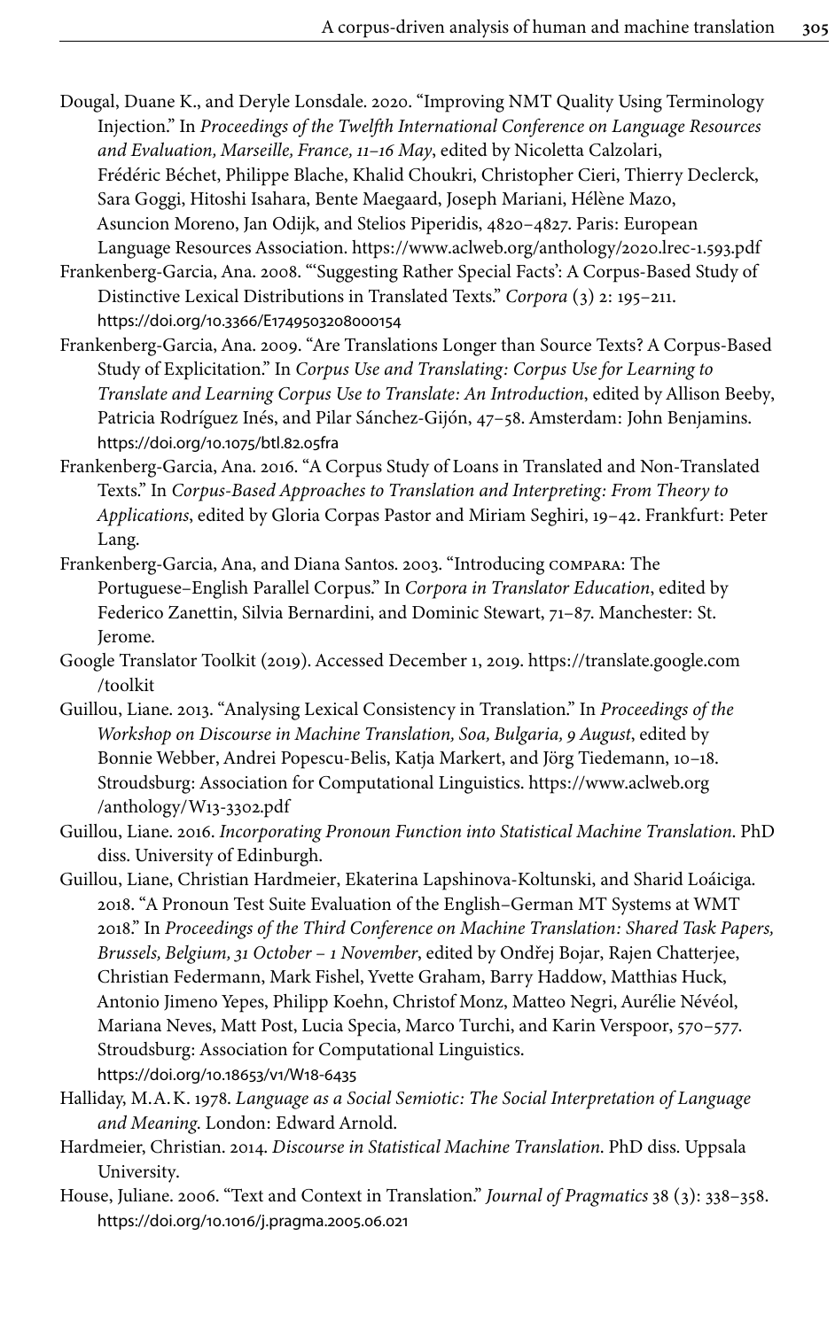Dougal, Duane K., and Deryle Lonsdale. 2020. "Improving NMT Quality Using Terminology Injection." In *Proceedings of the Twelfth International Conference on Language Resources and Evaluation, Marseille, France, 11–16 May*, edited by Nicoletta Calzolari, Frédéric Béchet, Philippe Blache, Khalid Choukri, Christopher Cieri, Thierry Declerck, Sara Goggi, Hitoshi Isahara, Bente Maegaard, Joseph Mariani, Hélène Mazo, Asuncion Moreno, Jan Odijk, and Stelios Piperidis, 4820–4827. Paris: European Language Resources Association. https://www.aclweb.org/anthology/2020.lrec-1.593.pdf

Frankenberg-Garcia, Ana. 2008. "'Suggesting Rather Special Facts': A Corpus-Based Study of Distinctive Lexical Distributions in Translated Texts." *Corpora* (3) 2: 195–211. https://doi.org/10.3366/E1749503208000154

Frankenberg-Garcia, Ana. 2009. "Are Translations Longer than Source Texts? A Corpus-Based Study of Explicitation." In *Corpus Use and Translating: Corpus Use for Learning to Translate and Learning Corpus Use to Translate: An Introduction*, edited by Allison Beeby, Patricia Rodríguez Inés, and Pilar Sánchez-Gijón, 47–58. Amsterdam: John Benjamins. https://doi.org/10.1075/btl.82.05fra

Frankenberg-Garcia, Ana. 2016. "A Corpus Study of Loans in Translated and Non-Translated Texts." In *Corpus-Based Approaches to Translation and Interpreting: From Theory to Applications*, edited by Gloria Corpas Pastor and Miriam Seghiri, 19–42. Frankfurt: Peter Lang.

Frankenberg-Garcia, Ana, and Diana Santos. 2003. "Introducing COMPARA: The Portuguese–English Parallel Corpus." In *Corpora in Translator Education*, edited by Federico Zanettin, Silvia Bernardini, and Dominic Stewart, 71–87. Manchester: St. Jerome.

Google Translator Toolkit (2019). Accessed December 1, 2019. https://translate.google.com/toolkit

Guillou, Liane. 2013. "Analysing Lexical Consistency in Translation." In *Proceedings of the Workshop on Discourse in Machine Translation, Soa, Bulgaria, 9 August*, edited by Bonnie Webber, Andrei Popescu-Belis, Katja Markert, and Jörg Tiedemann, 10–18. Stroudsburg: Association for Computational Linguistics. https://www.aclweb.org/anthology/W13-3302.pdf

Guillou, Liane. 2016. *Incorporating Pronoun Function into Statistical Machine Translation*. PhD diss. University of Edinburgh.

Guillou, Liane, Christian Hardmeier, Ekaterina Lapshinova-Koltunski, and Sharid Loáiciga. 2018. "A Pronoun Test Suite Evaluation of the English–German MT Systems at WMT 2018." In *Proceedings of the Third Conference on Machine Translation: Shared Task Papers, Brussels, Belgium, 31 October – 1 November*, edited by Ondřej Bojar, Rajen Chatterjee, Christian Federmann, Mark Fishel, Yvette Graham, Barry Haddow, Matthias Huck, Antonio Jimeno Yepes, Philipp Koehn, Christof Monz, Matteo Negri, Aurélie Névéol, Mariana Neves, Matt Post, Lucia Specia, Marco Turchi, and Karin Verspoor, 570–577. Stroudsburg: Association for Computational Linguistics. https://doi.org/10.18653/v1/W18-6435

Halliday, M.A.K. 1978. *Language as a Social Semiotic: The Social Interpretation of Language and Meaning*. London: Edward Arnold.

Hardmeier, Christian. 2014. *Discourse in Statistical Machine Translation*. PhD diss. Uppsala University.

House, Juliane. 2006. "Text and Context in Translation." *Journal of Pragmatics* 38 (3): 338–358. https://doi.org/10.1016/j.pragma.2005.06.021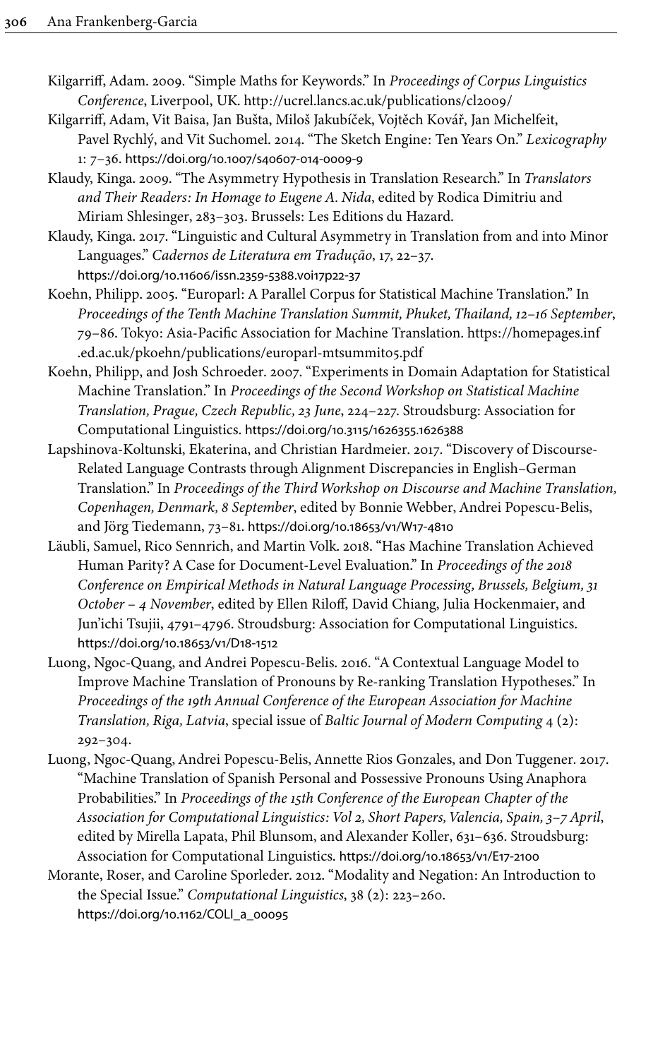Kilgarriff, Adam. 2009. "Simple Maths for Keywords." In *Proceedings of Corpus Linguistics Conference*, Liverpool, UK. http://ucrel.lancs.ac.uk/publications/cl2009/

Kilgarriff, Adam, Vit Baisa, Jan Bušta, Miloš Jakubíček, Vojtěch Kovář, Jan Michelfeit, Pavel Rychlý, and Vit Suchomel. 2014. "The Sketch Engine: Ten Years On." *Lexicography* 1: 7–36. https://doi.org/10.1007/s40607-014-0009-9

Klaudy, Kinga. 2009. "The Asymmetry Hypothesis in Translation Research." In *Translators and Their Readers: In Homage to Eugene A. Nida*, edited by Rodica Dimitriu and Miriam Shlesinger, 283–303. Brussels: Les Editions du Hazard.

Klaudy, Kinga. 2017. "Linguistic and Cultural Asymmetry in Translation from and into Minor Languages." *Cadernos de Literatura em Tradução*, 17, 22–37. https://doi.org/10.11606/issn.2359-5388.v0i17p22-37

Koehn, Philipp. 2005. "Europarl: A Parallel Corpus for Statistical Machine Translation." In *Proceedings of the Tenth Machine Translation Summit, Phuket, Thailand, 12–16 September*, 79–86. Tokyo: Asia-Pacific Association for Machine Translation. https://homepages.inf.ed.ac.uk/pkoehn/publications/europarl-mtsummit05.pdf

Koehn, Philipp, and Josh Schroeder. 2007. "Experiments in Domain Adaptation for Statistical Machine Translation." In *Proceedings of the Second Workshop on Statistical Machine Translation, Prague, Czech Republic, 23 June*, 224–227. Stroudsburg: Association for Computational Linguistics. https://doi.org/10.3115/1626355.1626388

Lapshinova-Koltunski, Ekaterina, and Christian Hardmeier. 2017. "Discovery of Discourse-Related Language Contrasts through Alignment Discrepancies in English–German Translation." In *Proceedings of the Third Workshop on Discourse and Machine Translation, Copenhagen, Denmark, 8 September*, edited by Bonnie Webber, Andrei Popescu-Belis, and Jörg Tiedemann, 73–81. https://doi.org/10.18653/v1/W17-4810

Läubli, Samuel, Rico Sennrich, and Martin Volk. 2018. "Has Machine Translation Achieved Human Parity? A Case for Document-Level Evaluation." In *Proceedings of the 2018 Conference on Empirical Methods in Natural Language Processing, Brussels, Belgium, 31 October – 4 November*, edited by Ellen Riloff, David Chiang, Julia Hockenmaier, and Jun'ichi Tsujii, 4791–4796. Stroudsburg: Association for Computational Linguistics. https://doi.org/10.18653/v1/D18-1512

Luong, Ngoc-Quang, and Andrei Popescu-Belis. 2016. "A Contextual Language Model to Improve Machine Translation of Pronouns by Re-ranking Translation Hypotheses." In *Proceedings of the 19th Annual Conference of the European Association for Machine Translation, Riga, Latvia*, special issue of *Baltic Journal of Modern Computing* 4 (2): 292–304.

Luong, Ngoc-Quang, Andrei Popescu-Belis, Annette Rios Gonzales, and Don Tuggener. 2017. "Machine Translation of Spanish Personal and Possessive Pronouns Using Anaphora Probabilities." In *Proceedings of the 15th Conference of the European Chapter of the Association for Computational Linguistics: Vol 2, Short Papers, Valencia, Spain, 3–7 April*, edited by Mirella Lapata, Phil Blunsom, and Alexander Koller, 631–636. Stroudsburg: Association for Computational Linguistics. https://doi.org/10.18653/v1/E17-2100

Morante, Roser, and Caroline Sporleder. 2012. "Modality and Negation: An Introduction to the Special Issue." *Computational Linguistics*, 38 (2): 223–260. https://doi.org/10.1162/COLI_a_00095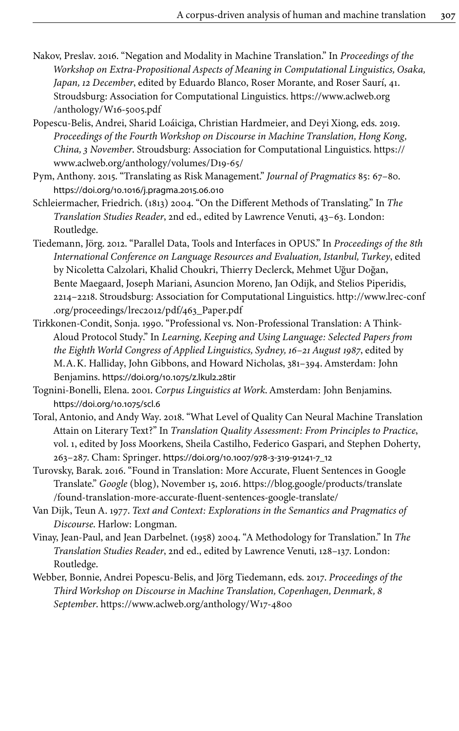Nakov, Preslav. 2016. "Negation and Modality in Machine Translation." In *Proceedings of the Workshop on Extra-Propositional Aspects of Meaning in Computational Linguistics, Osaka, Japan, 12 December*, edited by Eduardo Blanco, Roser Morante, and Roser Saurí, 41. Stroudsburg: Association for Computational Linguistics. https://www.aclweb.org/anthology/W16-5005.pdf

Popescu-Belis, Andrei, Sharid Loáiciga, Christian Hardmeier, and Deyi Xiong, eds. 2019. *Proceedings of the Fourth Workshop on Discourse in Machine Translation, Hong Kong, China, 3 November*. Stroudsburg: Association for Computational Linguistics. https://www.aclweb.org/anthology/volumes/D19-65/

Pym, Anthony. 2015. "Translating as Risk Management." *Journal of Pragmatics* 85: 67–80. https://doi.org/10.1016/j.pragma.2015.06.010

Schleiermacher, Friedrich. (1813) 2004. "On the Different Methods of Translating." In *The Translation Studies Reader*, 2nd ed., edited by Lawrence Venuti, 43–63. London: Routledge.

Tiedemann, Jörg. 2012. "Parallel Data, Tools and Interfaces in OPUS." In *Proceedings of the 8th International Conference on Language Resources and Evaluation, Istanbul, Turkey*, edited by Nicoletta Calzolari, Khalid Choukri, Thierry Declerck, Mehmet Uğur Doğan, Bente Maegaard, Joseph Mariani, Asuncion Moreno, Jan Odijk, and Stelios Piperidis, 2214–2218. Stroudsburg: Association for Computational Linguistics. http://www.lrec-conf.org/proceedings/lrec2012/pdf/463_Paper.pdf

Tirkkonen-Condit, Sonja. 1990. "Professional vs. Non-Professional Translation: A Think-Aloud Protocol Study." In *Learning, Keeping and Using Language: Selected Papers from the Eighth World Congress of Applied Linguistics, Sydney, 16–21 August 1987*, edited by M.A.K. Halliday, John Gibbons, and Howard Nicholas, 381–394. Amsterdam: John Benjamins. https://doi.org/10.1075/z.lkul2.28tir

Tognini-Bonelli, Elena. 2001. *Corpus Linguistics at Work*. Amsterdam: John Benjamins. https://doi.org/10.1075/scl.6

Toral, Antonio, and Andy Way. 2018. "What Level of Quality Can Neural Machine Translation Attain on Literary Text?" In *Translation Quality Assessment: From Principles to Practice*, vol. 1, edited by Joss Moorkens, Sheila Castilho, Federico Gaspari, and Stephen Doherty, 263–287. Cham: Springer. https://doi.org/10.1007/978-3-319-91241-7_12

Turovsky, Barak. 2016. "Found in Translation: More Accurate, Fluent Sentences in Google Translate." *Google* (blog), November 15, 2016. https://blog.google/products/translate/found-translation-more-accurate-fluent-sentences-google-translate/

Van Dijk, Teun A. 1977. *Text and Context: Explorations in the Semantics and Pragmatics of Discourse*. Harlow: Longman.

Vinay, Jean-Paul, and Jean Darbelnet. (1958) 2004. "A Methodology for Translation." In *The Translation Studies Reader*, 2nd ed., edited by Lawrence Venuti, 128–137. London: Routledge.

Webber, Bonnie, Andrei Popescu-Belis, and Jörg Tiedemann, eds. 2017. *Proceedings of the Third Workshop on Discourse in Machine Translation, Copenhagen, Denmark, 8 September*. https://www.aclweb.org/anthology/W17-4800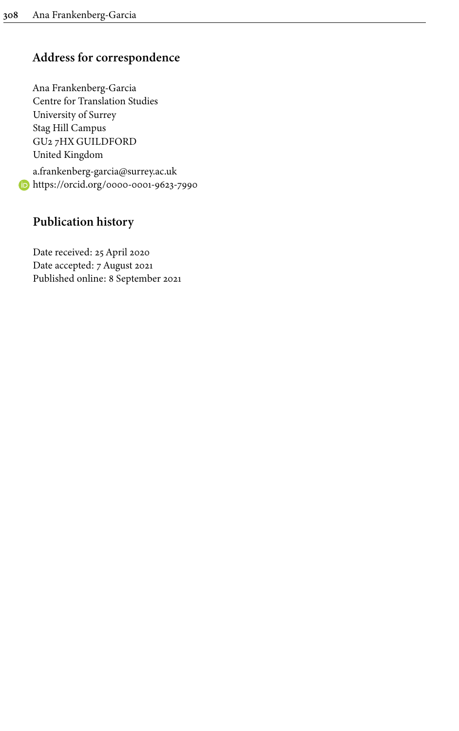## Address for correspondence

Ana Frankenberg-Garcia
Centre for Translation Studies
University of Surrey
Stag Hill Campus
GU2 7HX GUILDFORD
United Kingdom

a.frankenberg-garcia@surrey.ac.uk
https://orcid.org/0000-0001-9623-7990

## Publication history

Date received: 25 April 2020
Date accepted: 7 August 2021
Published online: 8 September 2021